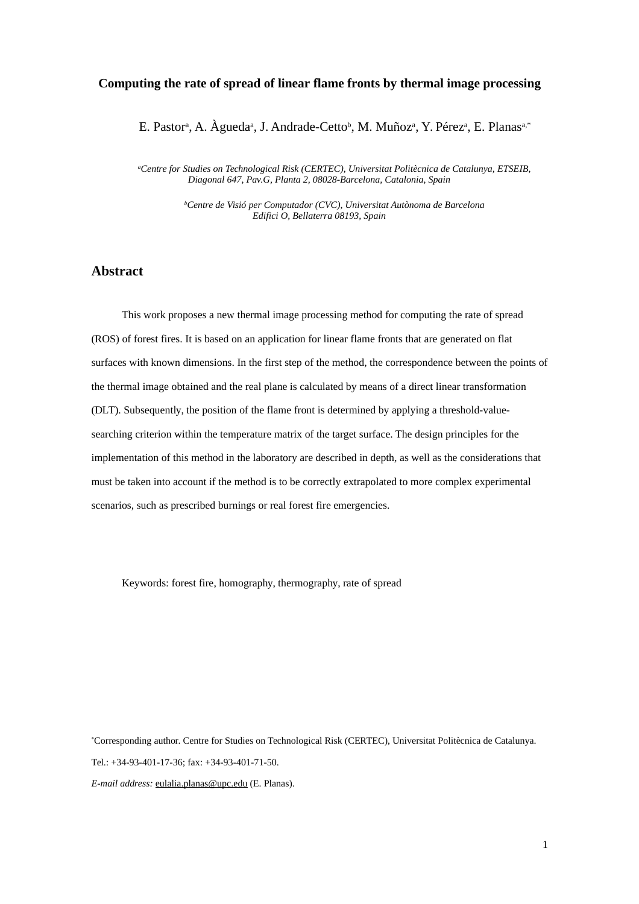# Computing the rate of spread of linear flame fronts by thermal image processing

E. Pastor[a], A. Àgueda[a], J. Andrade-Cetto[b], M. Muñoz[a], Y. Pérez[a], E. Planas[a,*]

*[a]Centre for Studies on Technological Risk (CERTEC), Universitat Politècnica de Catalunya, ETSEIB, Diagonal 647, Pav.G, Planta 2, 08028-Barcelona, Catalonia, Spain*

*[b]Centre de Visió per Computador (CVC), Universitat Autònoma de Barcelona Edifici O, Bellaterra 08193, Spain*

## Abstract

This work proposes a new thermal image processing method for computing the rate of spread (ROS) of forest fires. It is based on an application for linear flame fronts that are generated on flat surfaces with known dimensions. In the first step of the method, the correspondence between the points of the thermal image obtained and the real plane is calculated by means of a direct linear transformation (DLT). Subsequently, the position of the flame front is determined by applying a threshold-value-searching criterion within the temperature matrix of the target surface. The design principles for the implementation of this method in the laboratory are described in depth, as well as the considerations that must be taken into account if the method is to be correctly extrapolated to more complex experimental scenarios, such as prescribed burnings or real forest fire emergencies.

Keywords: forest fire, homography, thermography, rate of spread

[*]Corresponding author. Centre for Studies on Technological Risk (CERTEC), Universitat Politècnica de Catalunya.
Tel.: +34-93-401-17-36; fax: +34-93-401-71-50.
*E-mail address:* eulalia.planas@upc.edu (E. Planas).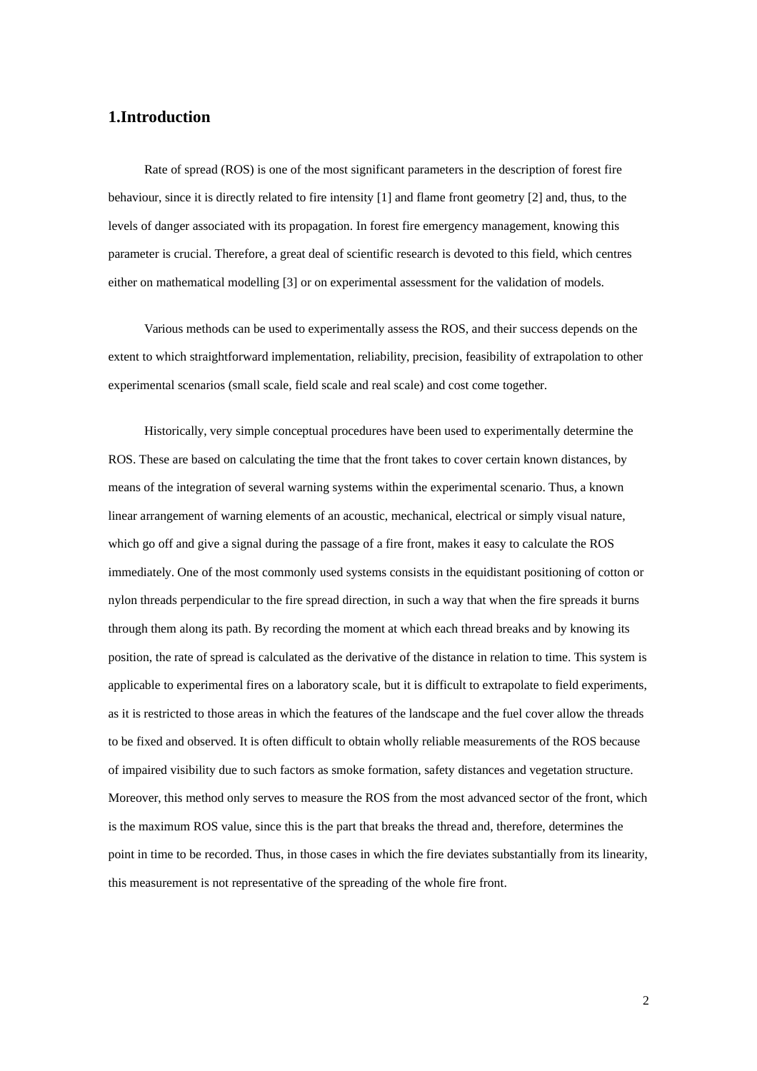## 1.Introduction

Rate of spread (ROS) is one of the most significant parameters in the description of forest fire behaviour, since it is directly related to fire intensity [1] and flame front geometry [2] and, thus, to the levels of danger associated with its propagation. In forest fire emergency management, knowing this parameter is crucial. Therefore, a great deal of scientific research is devoted to this field, which centres either on mathematical modelling [3] or on experimental assessment for the validation of models.

Various methods can be used to experimentally assess the ROS, and their success depends on the extent to which straightforward implementation, reliability, precision, feasibility of extrapolation to other experimental scenarios (small scale, field scale and real scale) and cost come together.

Historically, very simple conceptual procedures have been used to experimentally determine the ROS. These are based on calculating the time that the front takes to cover certain known distances, by means of the integration of several warning systems within the experimental scenario. Thus, a known linear arrangement of warning elements of an acoustic, mechanical, electrical or simply visual nature, which go off and give a signal during the passage of a fire front, makes it easy to calculate the ROS immediately. One of the most commonly used systems consists in the equidistant positioning of cotton or nylon threads perpendicular to the fire spread direction, in such a way that when the fire spreads it burns through them along its path. By recording the moment at which each thread breaks and by knowing its position, the rate of spread is calculated as the derivative of the distance in relation to time. This system is applicable to experimental fires on a laboratory scale, but it is difficult to extrapolate to field experiments, as it is restricted to those areas in which the features of the landscape and the fuel cover allow the threads to be fixed and observed. It is often difficult to obtain wholly reliable measurements of the ROS because of impaired visibility due to such factors as smoke formation, safety distances and vegetation structure. Moreover, this method only serves to measure the ROS from the most advanced sector of the front, which is the maximum ROS value, since this is the part that breaks the thread and, therefore, determines the point in time to be recorded. Thus, in those cases in which the fire deviates substantially from its linearity, this measurement is not representative of the spreading of the whole fire front.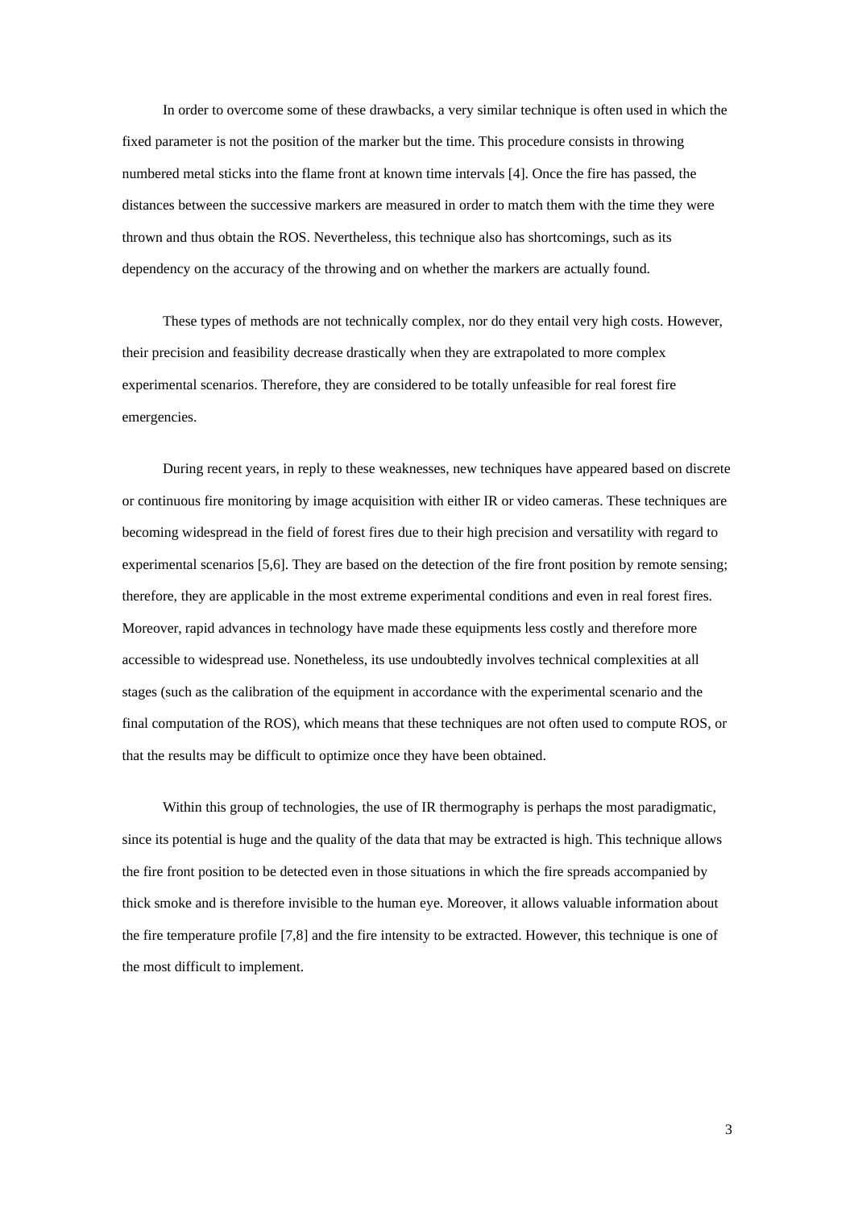In order to overcome some of these drawbacks, a very similar technique is often used in which the fixed parameter is not the position of the marker but the time. This procedure consists in throwing numbered metal sticks into the flame front at known time intervals [4]. Once the fire has passed, the distances between the successive markers are measured in order to match them with the time they were thrown and thus obtain the ROS. Nevertheless, this technique also has shortcomings, such as its dependency on the accuracy of the throwing and on whether the markers are actually found.

These types of methods are not technically complex, nor do they entail very high costs. However, their precision and feasibility decrease drastically when they are extrapolated to more complex experimental scenarios. Therefore, they are considered to be totally unfeasible for real forest fire emergencies.

During recent years, in reply to these weaknesses, new techniques have appeared based on discrete or continuous fire monitoring by image acquisition with either IR or video cameras. These techniques are becoming widespread in the field of forest fires due to their high precision and versatility with regard to experimental scenarios [5,6]. They are based on the detection of the fire front position by remote sensing; therefore, they are applicable in the most extreme experimental conditions and even in real forest fires. Moreover, rapid advances in technology have made these equipments less costly and therefore more accessible to widespread use. Nonetheless, its use undoubtedly involves technical complexities at all stages (such as the calibration of the equipment in accordance with the experimental scenario and the final computation of the ROS), which means that these techniques are not often used to compute ROS, or that the results may be difficult to optimize once they have been obtained.

Within this group of technologies, the use of IR thermography is perhaps the most paradigmatic, since its potential is huge and the quality of the data that may be extracted is high. This technique allows the fire front position to be detected even in those situations in which the fire spreads accompanied by thick smoke and is therefore invisible to the human eye. Moreover, it allows valuable information about the fire temperature profile [7,8] and the fire intensity to be extracted. However, this technique is one of the most difficult to implement.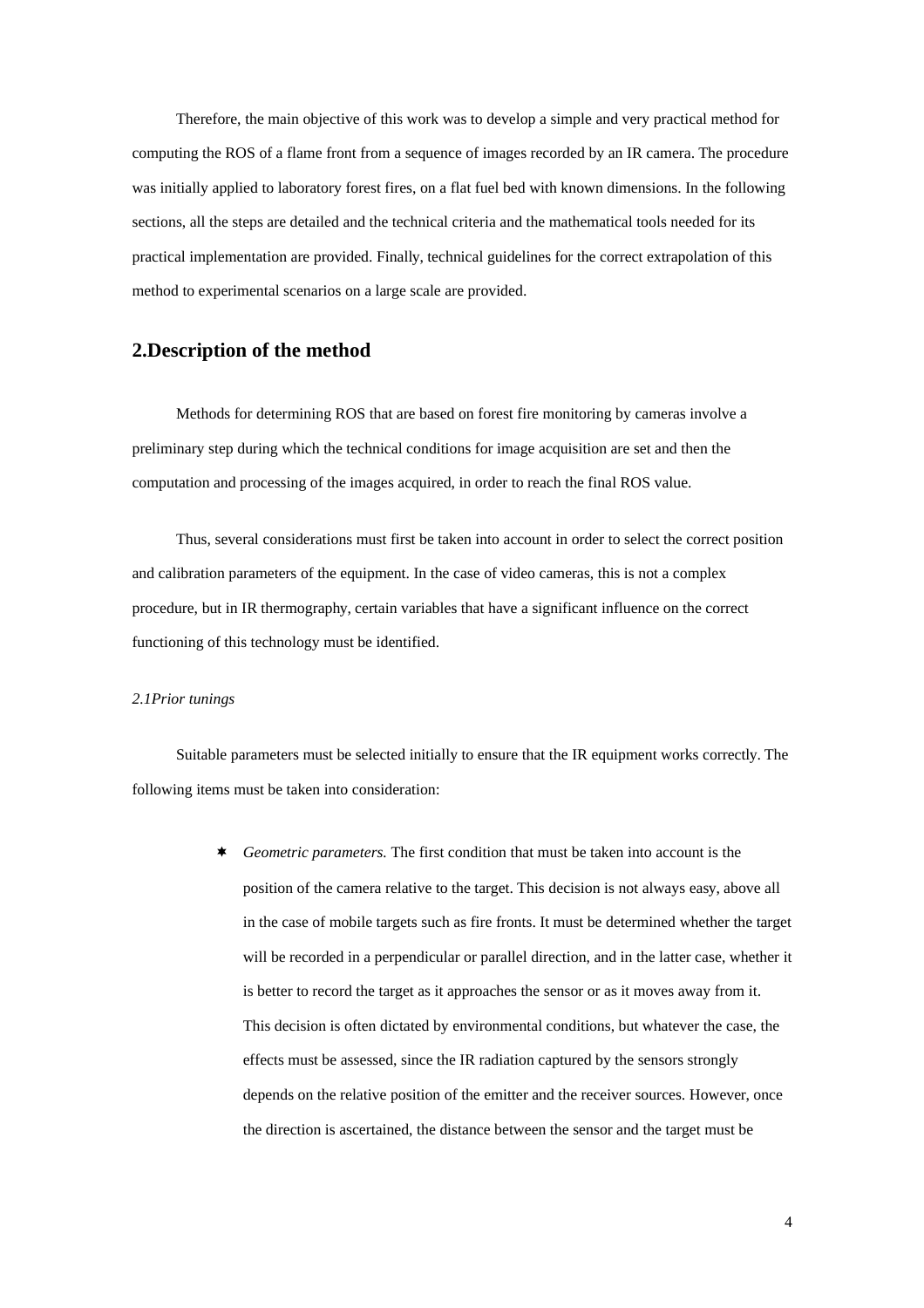Therefore, the main objective of this work was to develop a simple and very practical method for computing the ROS of a flame front from a sequence of images recorded by an IR camera. The procedure was initially applied to laboratory forest fires, on a flat fuel bed with known dimensions. In the following sections, all the steps are detailed and the technical criteria and the mathematical tools needed for its practical implementation are provided. Finally, technical guidelines for the correct extrapolation of this method to experimental scenarios on a large scale are provided.

## 2.Description of the method

Methods for determining ROS that are based on forest fire monitoring by cameras involve a preliminary step during which the technical conditions for image acquisition are set and then the computation and processing of the images acquired, in order to reach the final ROS value.

Thus, several considerations must first be taken into account in order to select the correct position and calibration parameters of the equipment. In the case of video cameras, this is not a complex procedure, but in IR thermography, certain variables that have a significant influence on the correct functioning of this technology must be identified.

### *2.1Prior tunings*

Suitable parameters must be selected initially to ensure that the IR equipment works correctly. The following items must be taken into consideration:

- *Geometric parameters.* The first condition that must be taken into account is the position of the camera relative to the target. This decision is not always easy, above all in the case of mobile targets such as fire fronts. It must be determined whether the target will be recorded in a perpendicular or parallel direction, and in the latter case, whether it is better to record the target as it approaches the sensor or as it moves away from it. This decision is often dictated by environmental conditions, but whatever the case, the effects must be assessed, since the IR radiation captured by the sensors strongly depends on the relative position of the emitter and the receiver sources. However, once the direction is ascertained, the distance between the sensor and the target must be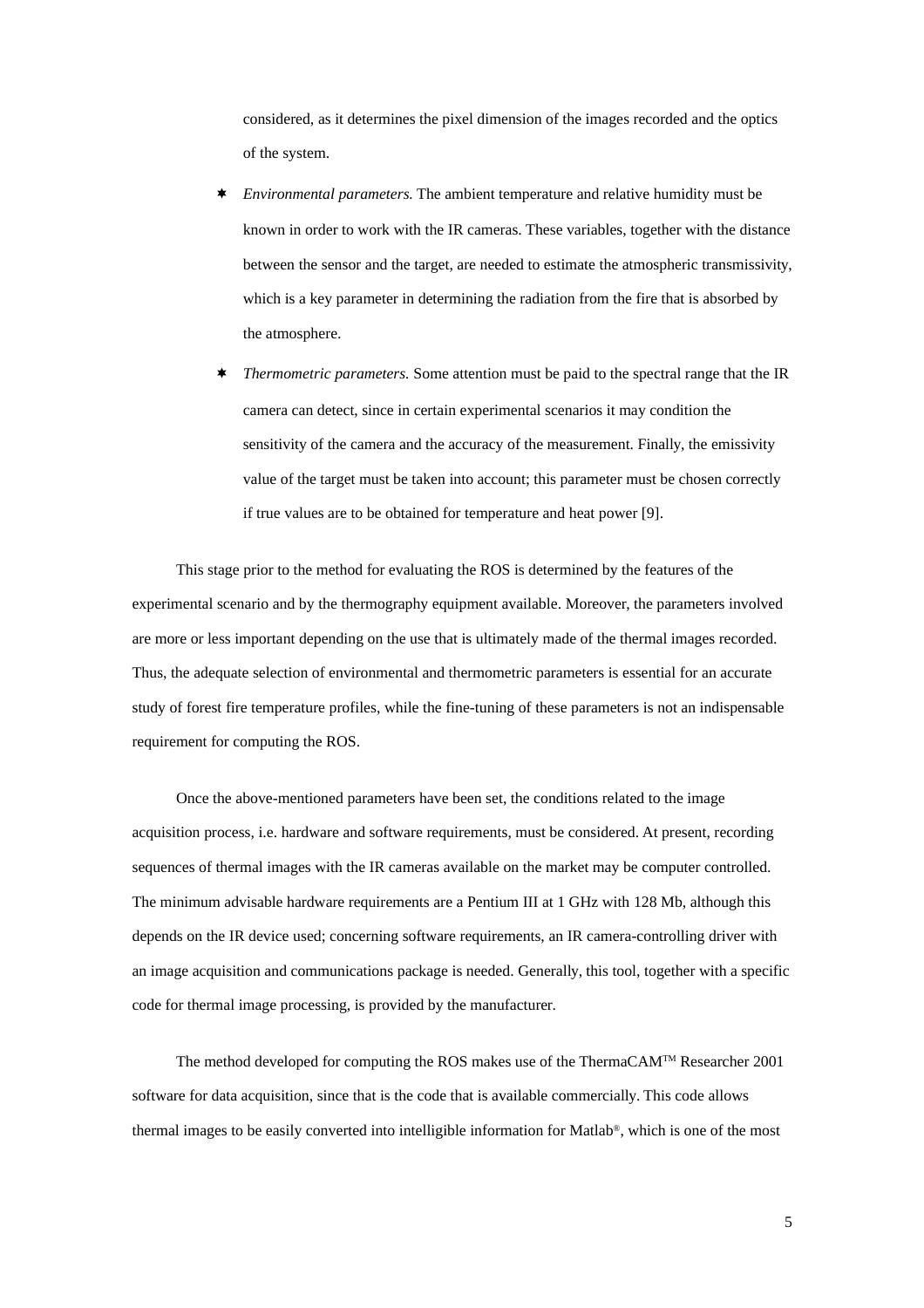considered, as it determines the pixel dimension of the images recorded and the optics of the system.

- *Environmental parameters.* The ambient temperature and relative humidity must be known in order to work with the IR cameras. These variables, together with the distance between the sensor and the target, are needed to estimate the atmospheric transmissivity, which is a key parameter in determining the radiation from the fire that is absorbed by the atmosphere.
- *Thermometric parameters.* Some attention must be paid to the spectral range that the IR camera can detect, since in certain experimental scenarios it may condition the sensitivity of the camera and the accuracy of the measurement. Finally, the emissivity value of the target must be taken into account; this parameter must be chosen correctly if true values are to be obtained for temperature and heat power [9].

This stage prior to the method for evaluating the ROS is determined by the features of the experimental scenario and by the thermography equipment available. Moreover, the parameters involved are more or less important depending on the use that is ultimately made of the thermal images recorded. Thus, the adequate selection of environmental and thermometric parameters is essential for an accurate study of forest fire temperature profiles, while the fine-tuning of these parameters is not an indispensable requirement for computing the ROS.

Once the above-mentioned parameters have been set, the conditions related to the image acquisition process, i.e. hardware and software requirements, must be considered. At present, recording sequences of thermal images with the IR cameras available on the market may be computer controlled. The minimum advisable hardware requirements are a Pentium III at 1 GHz with 128 Mb, although this depends on the IR device used; concerning software requirements, an IR camera-controlling driver with an image acquisition and communications package is needed. Generally, this tool, together with a specific code for thermal image processing, is provided by the manufacturer.

The method developed for computing the ROS makes use of the ThermaCAM™ Researcher 2001 software for data acquisition, since that is the code that is available commercially. This code allows thermal images to be easily converted into intelligible information for Matlab®, which is one of the most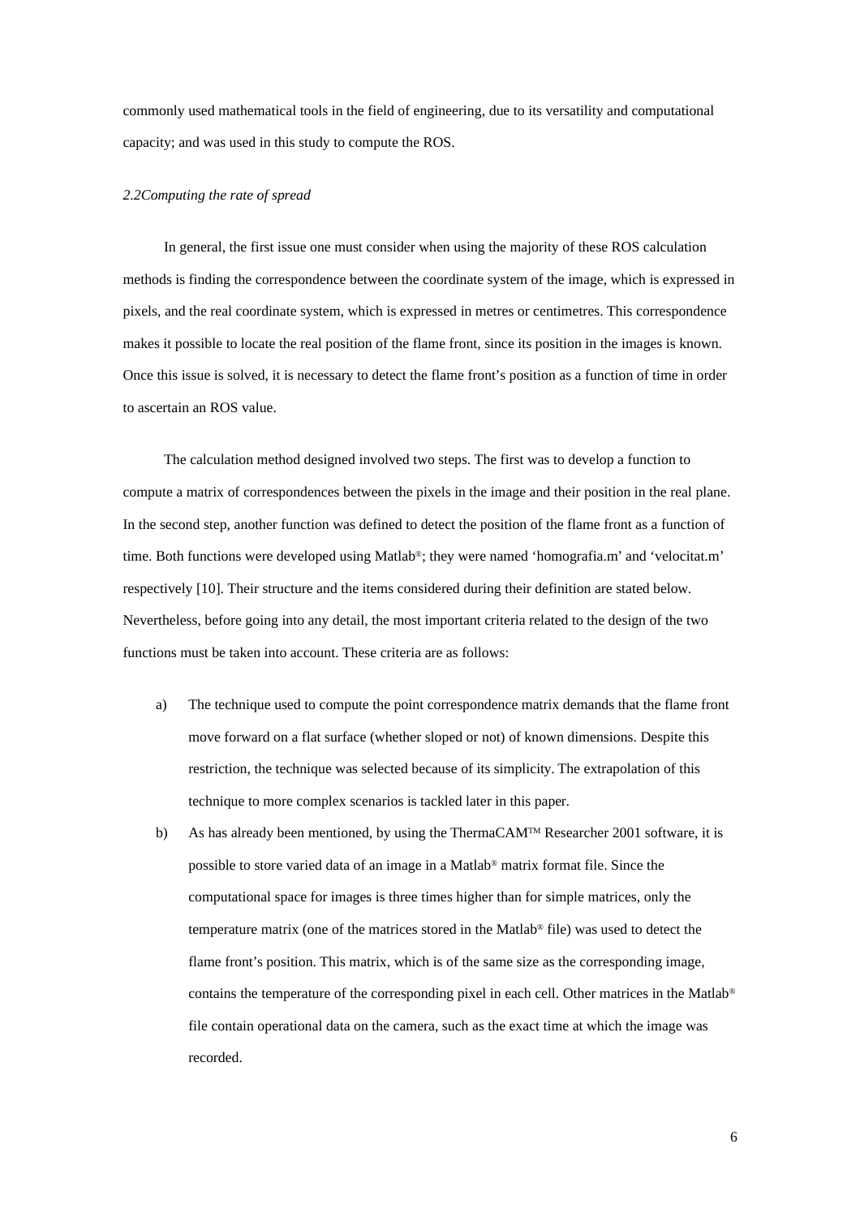commonly used mathematical tools in the field of engineering, due to its versatility and computational capacity; and was used in this study to compute the ROS.

### *2.2Computing the rate of spread*

In general, the first issue one must consider when using the majority of these ROS calculation methods is finding the correspondence between the coordinate system of the image, which is expressed in pixels, and the real coordinate system, which is expressed in metres or centimetres. This correspondence makes it possible to locate the real position of the flame front, since its position in the images is known. Once this issue is solved, it is necessary to detect the flame front's position as a function of time in order to ascertain an ROS value.

The calculation method designed involved two steps. The first was to develop a function to compute a matrix of correspondences between the pixels in the image and their position in the real plane. In the second step, another function was defined to detect the position of the flame front as a function of time. Both functions were developed using Matlab®; they were named 'homografia.m' and 'velocitat.m' respectively [10]. Their structure and the items considered during their definition are stated below. Nevertheless, before going into any detail, the most important criteria related to the design of the two functions must be taken into account. These criteria are as follows:

a) The technique used to compute the point correspondence matrix demands that the flame front move forward on a flat surface (whether sloped or not) of known dimensions. Despite this restriction, the technique was selected because of its simplicity. The extrapolation of this technique to more complex scenarios is tackled later in this paper.

b) As has already been mentioned, by using the ThermaCAM™ Researcher 2001 software, it is possible to store varied data of an image in a Matlab® matrix format file. Since the computational space for images is three times higher than for simple matrices, only the temperature matrix (one of the matrices stored in the Matlab® file) was used to detect the flame front's position. This matrix, which is of the same size as the corresponding image, contains the temperature of the corresponding pixel in each cell. Other matrices in the Matlab® file contain operational data on the camera, such as the exact time at which the image was recorded.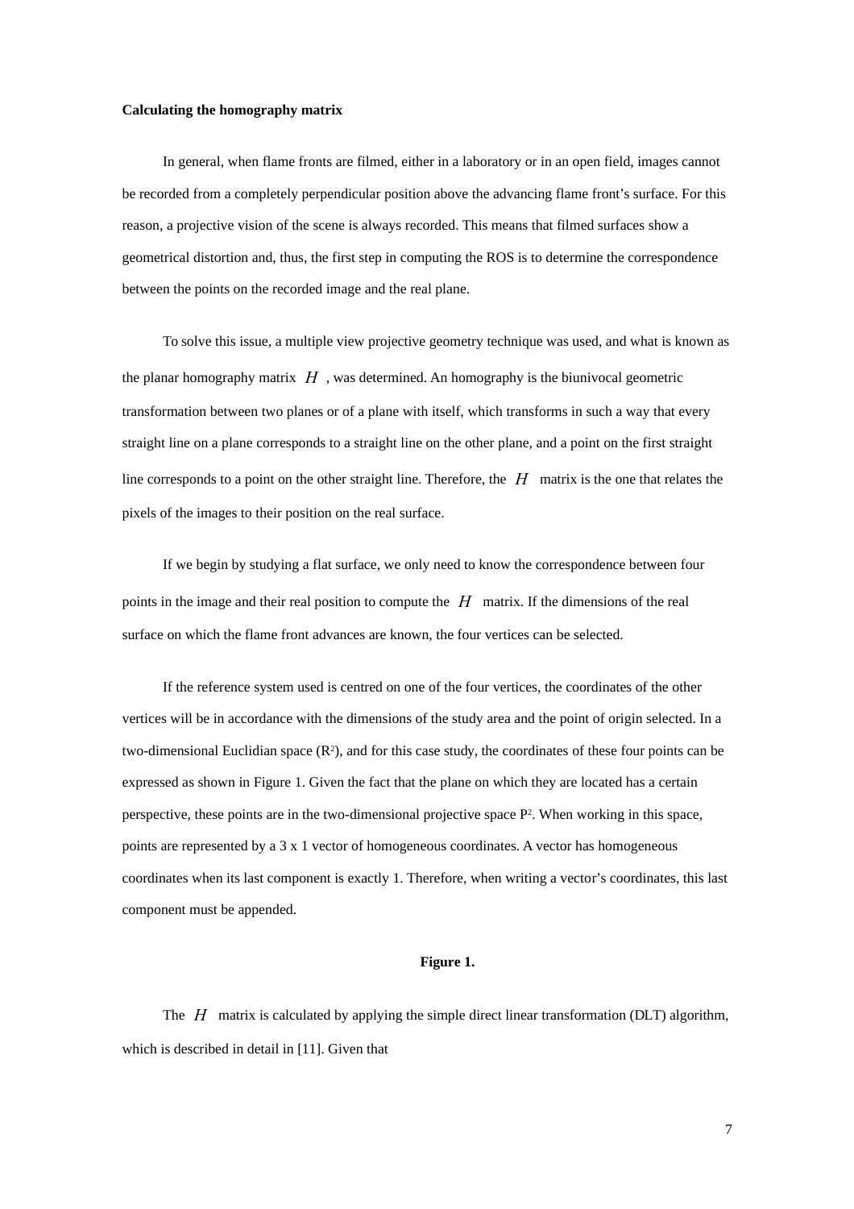**Calculating the homography matrix**

In general, when flame fronts are filmed, either in a laboratory or in an open field, images cannot be recorded from a completely perpendicular position above the advancing flame front's surface. For this reason, a projective vision of the scene is always recorded. This means that filmed surfaces show a geometrical distortion and, thus, the first step in computing the ROS is to determine the correspondence between the points on the recorded image and the real plane.

To solve this issue, a multiple view projective geometry technique was used, and what is known as the planar homography matrix $H$, was determined. An homography is the biunivocal geometric transformation between two planes or of a plane with itself, which transforms in such a way that every straight line on a plane corresponds to a straight line on the other plane, and a point on the first straight line corresponds to a point on the other straight line. Therefore, the $H$ matrix is the one that relates the pixels of the images to their position on the real surface.

If we begin by studying a flat surface, we only need to know the correspondence between four points in the image and their real position to compute the $H$ matrix. If the dimensions of the real surface on which the flame front advances are known, the four vertices can be selected.

If the reference system used is centred on one of the four vertices, the coordinates of the other vertices will be in accordance with the dimensions of the study area and the point of origin selected. In a two-dimensional Euclidian space ($R^2$), and for this case study, the coordinates of these four points can be expressed as shown in Figure 1. Given the fact that the plane on which they are located has a certain perspective, these points are in the two-dimensional projective space $P^2$. When working in this space, points are represented by a 3 x 1 vector of homogeneous coordinates. A vector has homogeneous coordinates when its last component is exactly 1. Therefore, when writing a vector's coordinates, this last component must be appended.

**Figure 1.**

The $H$ matrix is calculated by applying the simple direct linear transformation (DLT) algorithm, which is described in detail in [11]. Given that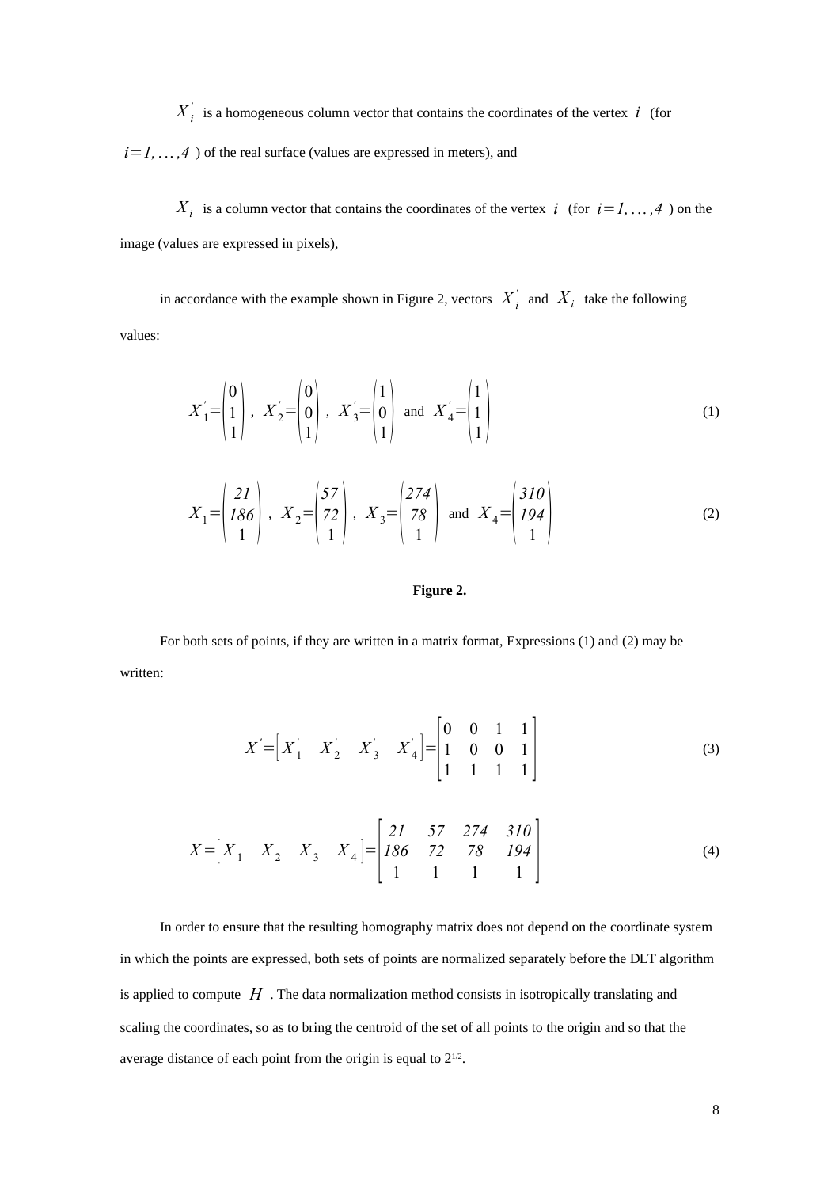$X'_i$ is a homogeneous column vector that contains the coordinates of the vertex $i$ (for $i=1,\ldots,4$) of the real surface (values are expressed in meters), and

$X_i$ is a column vector that contains the coordinates of the vertex $i$ (for $i=1,\ldots,4$) on the image (values are expressed in pixels),

in accordance with the example shown in Figure 2, vectors $X'_i$ and $X_i$ take the following values:

$$X'_1=\begin{pmatrix}0\\1\\1\end{pmatrix},\quad X'_2=\begin{pmatrix}0\\0\\1\end{pmatrix},\quad X'_3=\begin{pmatrix}1\\0\\1\end{pmatrix}\ \text{and}\ X'_4=\begin{pmatrix}1\\1\\1\end{pmatrix} \tag{1}$$

$$X_1=\begin{pmatrix}21\\186\\1\end{pmatrix},\quad X_2=\begin{pmatrix}57\\72\\1\end{pmatrix},\quad X_3=\begin{pmatrix}274\\78\\1\end{pmatrix}\ \text{and}\ X_4=\begin{pmatrix}310\\194\\1\end{pmatrix} \tag{2}$$

**Figure 2.**

For both sets of points, if they are written in a matrix format, Expressions (1) and (2) may be written:

$$X'=\begin{bmatrix}X'_1 & X'_2 & X'_3 & X'_4\end{bmatrix}=\begin{bmatrix}0 & 0 & 1 & 1\\1 & 0 & 0 & 1\\1 & 1 & 1 & 1\end{bmatrix} \tag{3}$$

$$X=\begin{bmatrix}X_1 & X_2 & X_3 & X_4\end{bmatrix}=\begin{bmatrix}21 & 57 & 274 & 310\\186 & 72 & 78 & 194\\1 & 1 & 1 & 1\end{bmatrix} \tag{4}$$

In order to ensure that the resulting homography matrix does not depend on the coordinate system in which the points are expressed, both sets of points are normalized separately before the DLT algorithm is applied to compute $H$. The data normalization method consists in isotropically translating and scaling the coordinates, so as to bring the centroid of the set of all points to the origin and so that the average distance of each point from the origin is equal to $2^{1/2}$.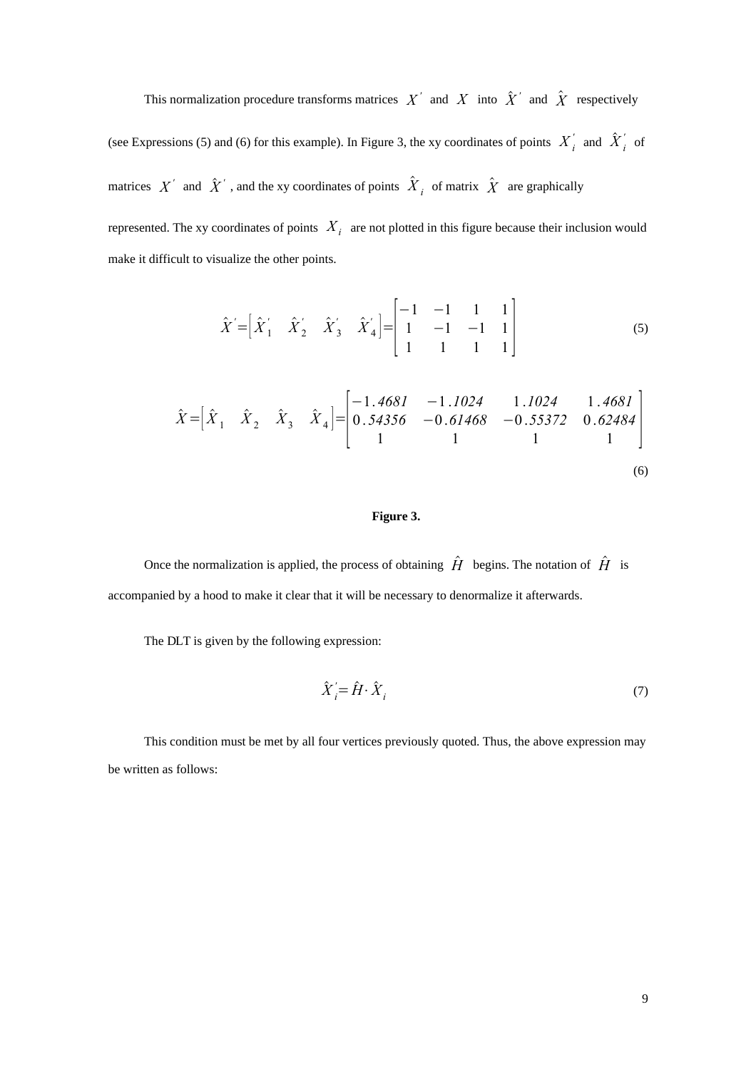This normalization procedure transforms matrices $X'$ and $X$ into $\hat{X}'$ and $\hat{X}$ respectively (see Expressions (5) and (6) for this example). In Figure 3, the xy coordinates of points $X_i'$ and $\hat{X}_i'$ of matrices $X'$ and $\hat{X}'$, and the xy coordinates of points $\hat{X}_i$ of matrix $\hat{X}$ are graphically represented. The xy coordinates of points $X_i$ are not plotted in this figure because their inclusion would make it difficult to visualize the other points.

$$\hat{X}' = \begin{bmatrix} \hat{X}_1' & \hat{X}_2' & \hat{X}_3' & \hat{X}_4' \end{bmatrix} = \begin{bmatrix} -1 & -1 & 1 & 1 \\ 1 & -1 & -1 & 1 \\ 1 & 1 & 1 & 1 \end{bmatrix} \tag{5}$$

$$\hat{X} = \begin{bmatrix} \hat{X}_1 & \hat{X}_2 & \hat{X}_3 & \hat{X}_4 \end{bmatrix} = \begin{bmatrix} -1.4681 & -1.1024 & 1.1024 & 1.4681 \\ 0.54356 & -0.61468 & -0.55372 & 0.62484 \\ 1 & 1 & 1 & 1 \end{bmatrix} \tag{6}$$

**Figure 3.**

Once the normalization is applied, the process of obtaining $\hat{H}$ begins. The notation of $\hat{H}$ is accompanied by a hood to make it clear that it will be necessary to denormalize it afterwards.

The DLT is given by the following expression:

$$\hat{X}_i' = \hat{H} \cdot \hat{X}_i \tag{7}$$

This condition must be met by all four vertices previously quoted. Thus, the above expression may be written as follows: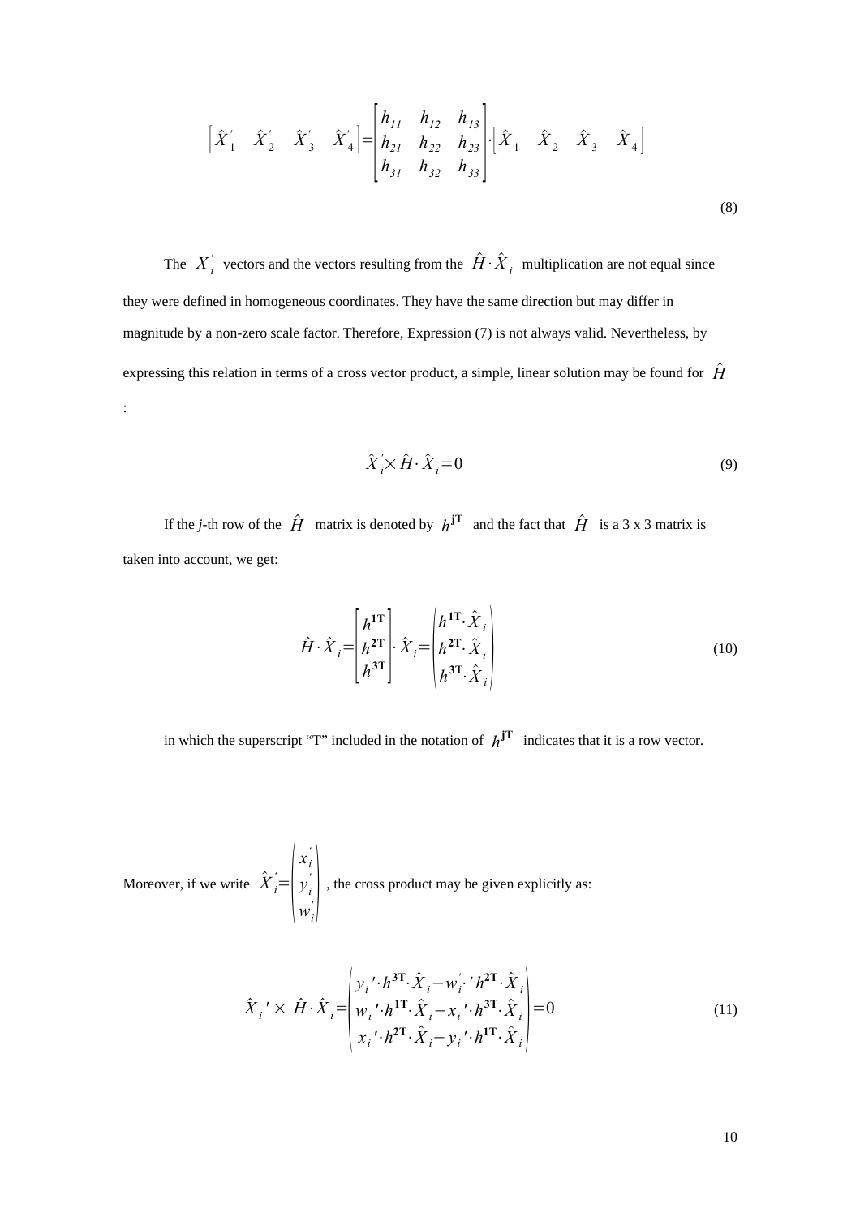$$\left[\hat{X}_1' \quad \hat{X}_2' \quad \hat{X}_3' \quad \hat{X}_4'\right] = \begin{bmatrix} h_{11} & h_{12} & h_{13} \\ h_{21} & h_{22} & h_{23} \\ h_{31} & h_{32} & h_{33} \end{bmatrix} \cdot \left[\hat{X}_1 \quad \hat{X}_2 \quad \hat{X}_3 \quad \hat{X}_4\right] \tag{8}$$

The $X_i'$ vectors and the vectors resulting from the $\hat{H} \cdot \hat{X}_i$ multiplication are not equal since they were defined in homogeneous coordinates. They have the same direction but may differ in magnitude by a non-zero scale factor. Therefore, Expression (7) is not always valid. Nevertheless, by expressing this relation in terms of a cross vector product, a simple, linear solution may be found for $\hat{H}$:

$$\hat{X}_i' \times \hat{H} \cdot \hat{X}_i = 0 \tag{9}$$

If the *j*-th row of the $\hat{H}$ matrix is denoted by $h^{\mathbf{jT}}$ and the fact that $\hat{H}$ is a 3 x 3 matrix is taken into account, we get:

$$\hat{H} \cdot \hat{X}_i = \begin{bmatrix} h^{\mathbf{1T}} \\ h^{\mathbf{2T}} \\ h^{\mathbf{3T}} \end{bmatrix} \cdot \hat{X}_i = \begin{pmatrix} h^{\mathbf{1T}} \cdot \hat{X}_i \\ h^{\mathbf{2T}} \cdot \hat{X}_i \\ h^{\mathbf{3T}} \cdot \hat{X}_i \end{pmatrix} \tag{10}$$

in which the superscript "T" included in the notation of $h^{\mathbf{jT}}$ indicates that it is a row vector.

Moreover, if we write $\hat{X}_i' = \begin{pmatrix} x_i' \\ y_i' \\ w_i' \end{pmatrix}$, the cross product may be given explicitly as:

$$\hat{X}_i' \times \hat{H} \cdot \hat{X}_i = \begin{pmatrix} y_i' \cdot h^{\mathbf{3T}} \cdot \hat{X}_i - w_i' \cdot h^{\mathbf{2T}} \cdot \hat{X}_i \\ w_i' \cdot h^{\mathbf{1T}} \cdot \hat{X}_i - x_i' \cdot h^{\mathbf{3T}} \cdot \hat{X}_i \\ x_i' \cdot h^{\mathbf{2T}} \cdot \hat{X}_i - y_i' \cdot h^{\mathbf{1T}} \cdot \hat{X}_i \end{pmatrix} = 0 \tag{11}$$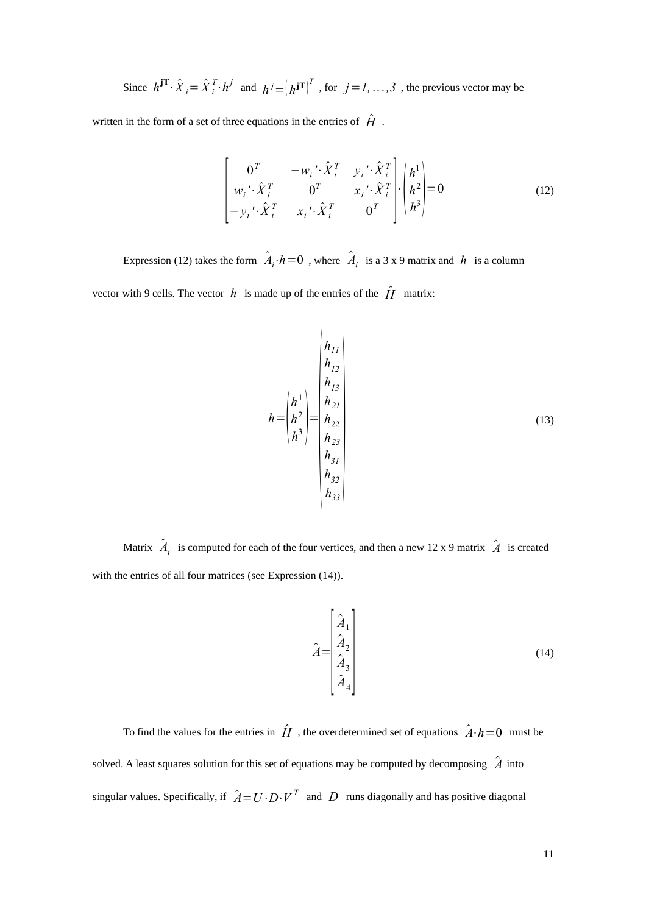Since $h^{\mathbf{jT}} \cdot \hat{X}_i = \hat{X}_i^T \cdot h^j$ and $h^j = \left(h^{\mathbf{jT}}\right)^T$ , for $j = 1, \ldots, 3$ , the previous vector may be written in the form of a set of three equations in the entries of $\hat{H}$ .

$$\begin{bmatrix} 0^T & -w_i' \cdot \hat{X}_i^T & y_i' \cdot \hat{X}_i^T \\ w_i' \cdot \hat{X}_i^T & 0^T & x_i' \cdot \hat{X}_i^T \\ -y_i' \cdot \hat{X}_i^T & x_i' \cdot \hat{X}_i^T & 0^T \end{bmatrix} \cdot \begin{pmatrix} h^1 \\ h^2 \\ h^3 \end{pmatrix} = 0 \tag{12}$$

Expression (12) takes the form $\hat{A}_i \cdot h = 0$ , where $\hat{A}_i$ is a 3 x 9 matrix and $h$ is a column vector with 9 cells. The vector $h$ is made up of the entries of the $\hat{H}$ matrix:

$$h = \begin{pmatrix} h^1 \\ h^2 \\ h^3 \end{pmatrix} = \begin{pmatrix} h_{11} \\ h_{12} \\ h_{13} \\ h_{21} \\ h_{22} \\ h_{23} \\ h_{31} \\ h_{32} \\ h_{33} \end{pmatrix} \tag{13}$$

Matrix $\hat{A}_i$ is computed for each of the four vertices, and then a new 12 x 9 matrix $\hat{A}$ is created with the entries of all four matrices (see Expression (14)).

$$\hat{A} = \begin{bmatrix} \hat{A}_1 \\ \hat{A}_2 \\ \hat{A}_3 \\ \hat{A}_4 \end{bmatrix} \tag{14}$$

To find the values for the entries in $\hat{H}$ , the overdetermined set of equations $\hat{A} \cdot h = 0$ must be solved. A least squares solution for this set of equations may be computed by decomposing $\hat{A}$ into singular values. Specifically, if $\hat{A} = U \cdot D \cdot V^T$ and $D$ runs diagonally and has positive diagonal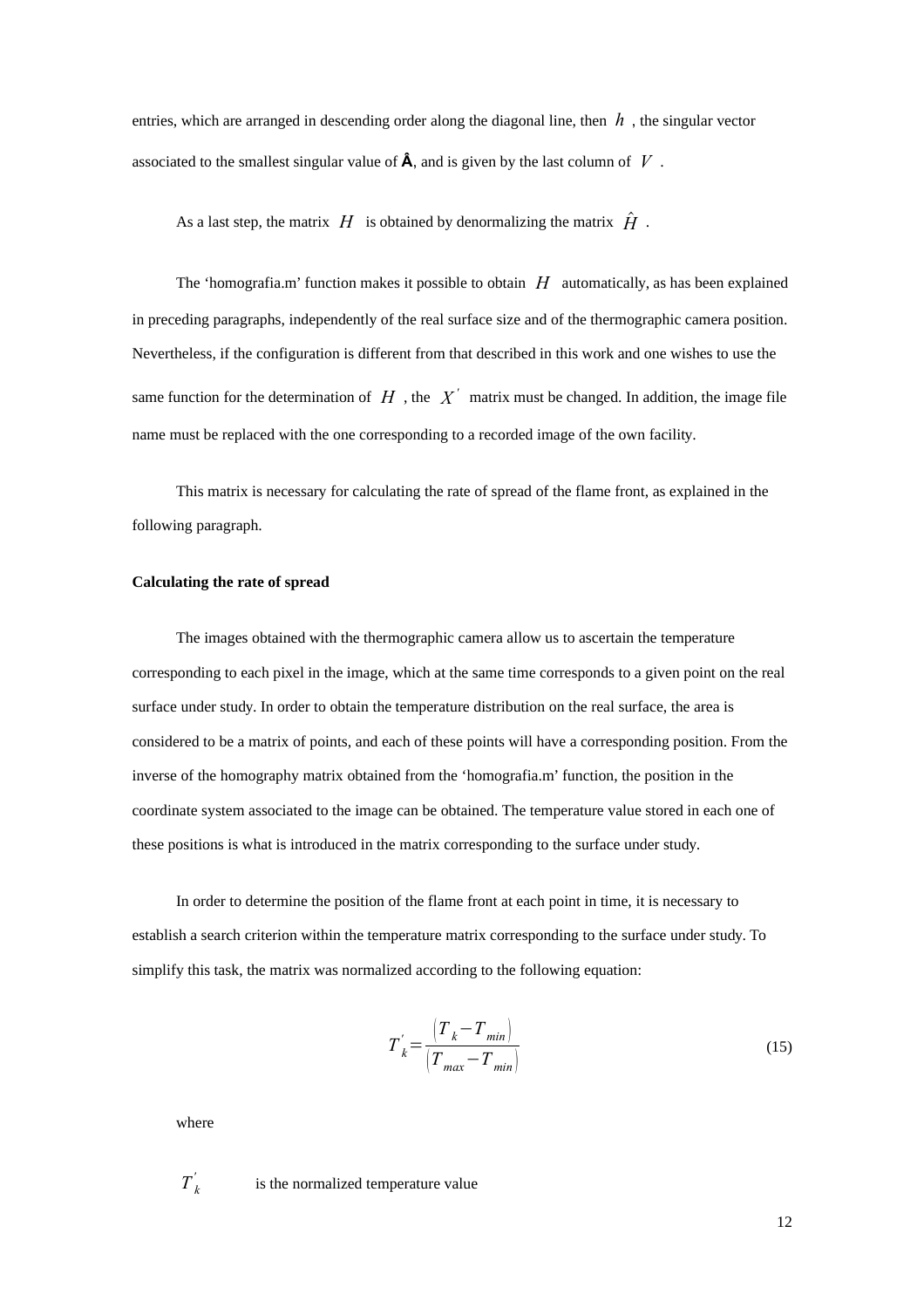entries, which are arranged in descending order along the diagonal line, then $h$, the singular vector associated to the smallest singular value of **Â**, and is given by the last column of $V$.

As a last step, the matrix $H$ is obtained by denormalizing the matrix $\hat{H}$.

The 'homografia.m' function makes it possible to obtain $H$ automatically, as has been explained in preceding paragraphs, independently of the real surface size and of the thermographic camera position. Nevertheless, if the configuration is different from that described in this work and one wishes to use the same function for the determination of $H$, the $X'$ matrix must be changed. In addition, the image file name must be replaced with the one corresponding to a recorded image of the own facility.

This matrix is necessary for calculating the rate of spread of the flame front, as explained in the following paragraph.

**Calculating the rate of spread**

The images obtained with the thermographic camera allow us to ascertain the temperature corresponding to each pixel in the image, which at the same time corresponds to a given point on the real surface under study. In order to obtain the temperature distribution on the real surface, the area is considered to be a matrix of points, and each of these points will have a corresponding position. From the inverse of the homography matrix obtained from the 'homografia.m' function, the position in the coordinate system associated to the image can be obtained. The temperature value stored in each one of these positions is what is introduced in the matrix corresponding to the surface under study.

In order to determine the position of the flame front at each point in time, it is necessary to establish a search criterion within the temperature matrix corresponding to the surface under study. To simplify this task, the matrix was normalized according to the following equation:

$$T'_k = \frac{(T_k - T_{min})}{(T_{max} - T_{min})} \tag{15}$$

where

$T'_k$ is the normalized temperature value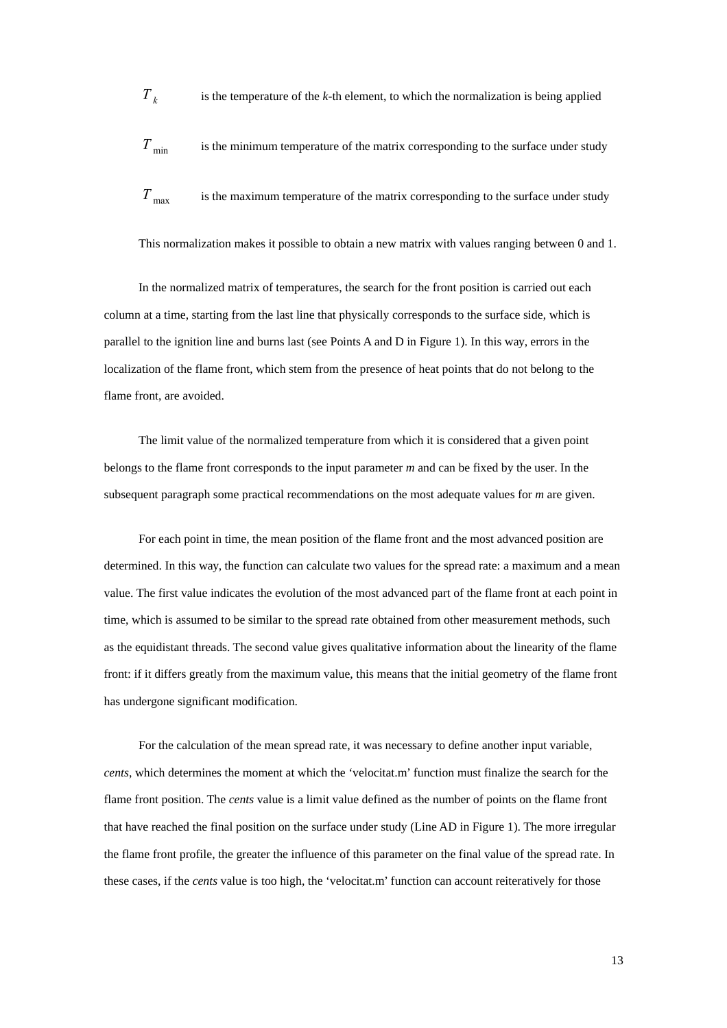$T_k$ is the temperature of the *k*-th element, to which the normalization is being applied

$T_{\min}$ is the minimum temperature of the matrix corresponding to the surface under study

$T_{\max}$ is the maximum temperature of the matrix corresponding to the surface under study

This normalization makes it possible to obtain a new matrix with values ranging between 0 and 1.

In the normalized matrix of temperatures, the search for the front position is carried out each column at a time, starting from the last line that physically corresponds to the surface side, which is parallel to the ignition line and burns last (see Points A and D in Figure 1). In this way, errors in the localization of the flame front, which stem from the presence of heat points that do not belong to the flame front, are avoided.

The limit value of the normalized temperature from which it is considered that a given point belongs to the flame front corresponds to the input parameter *m* and can be fixed by the user. In the subsequent paragraph some practical recommendations on the most adequate values for *m* are given.

For each point in time, the mean position of the flame front and the most advanced position are determined. In this way, the function can calculate two values for the spread rate: a maximum and a mean value. The first value indicates the evolution of the most advanced part of the flame front at each point in time, which is assumed to be similar to the spread rate obtained from other measurement methods, such as the equidistant threads. The second value gives qualitative information about the linearity of the flame front: if it differs greatly from the maximum value, this means that the initial geometry of the flame front has undergone significant modification.

For the calculation of the mean spread rate, it was necessary to define another input variable, *cents*, which determines the moment at which the 'velocitat.m' function must finalize the search for the flame front position. The *cents* value is a limit value defined as the number of points on the flame front that have reached the final position on the surface under study (Line AD in Figure 1). The more irregular the flame front profile, the greater the influence of this parameter on the final value of the spread rate. In these cases, if the *cents* value is too high, the 'velocitat.m' function can account reiteratively for those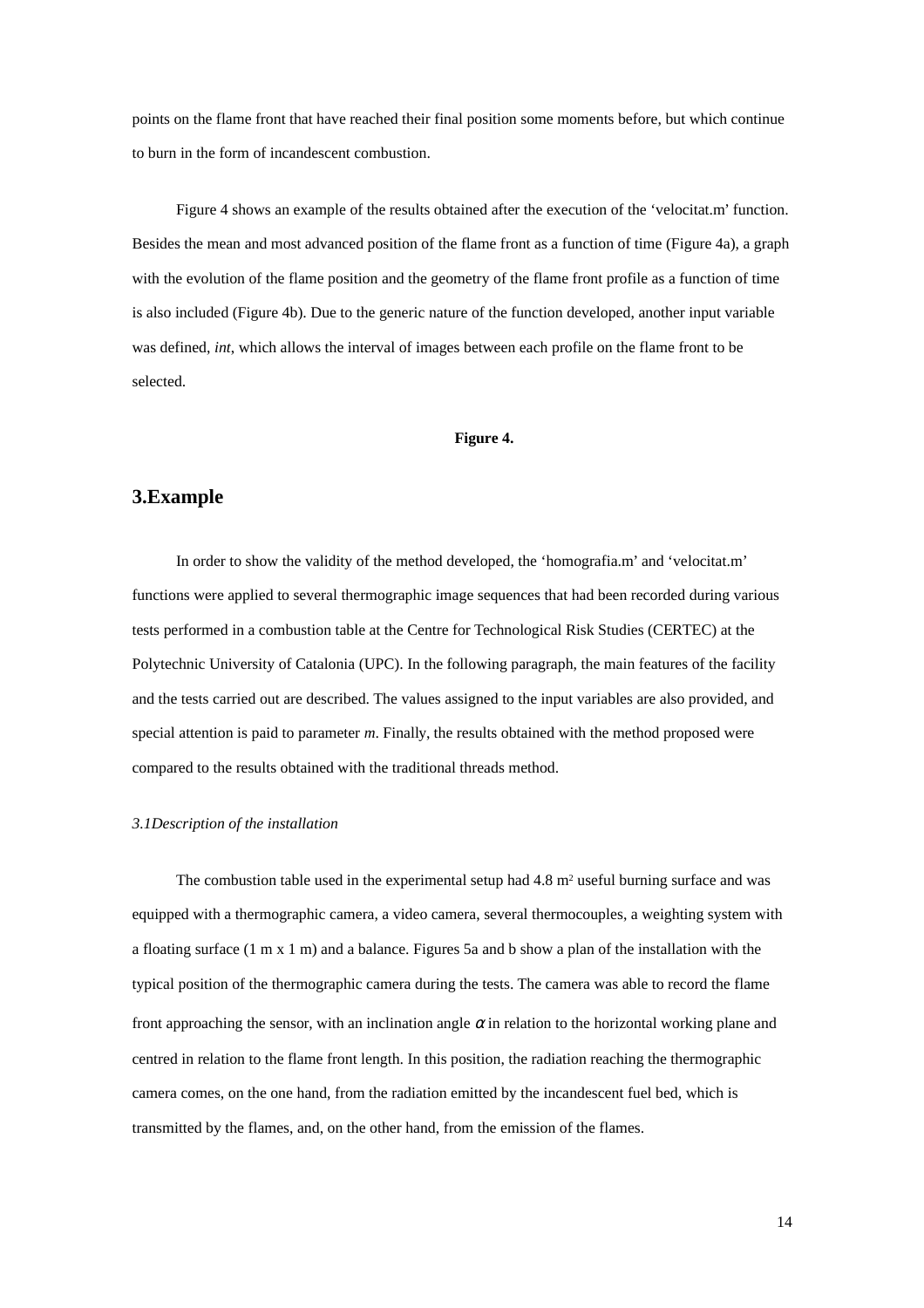points on the flame front that have reached their final position some moments before, but which continue to burn in the form of incandescent combustion.

Figure 4 shows an example of the results obtained after the execution of the 'velocitat.m' function. Besides the mean and most advanced position of the flame front as a function of time (Figure 4a), a graph with the evolution of the flame position and the geometry of the flame front profile as a function of time is also included (Figure 4b). Due to the generic nature of the function developed, another input variable was defined, *int*, which allows the interval of images between each profile on the flame front to be selected.

**Figure 4.**

## 3.Example

In order to show the validity of the method developed, the 'homografia.m' and 'velocitat.m' functions were applied to several thermographic image sequences that had been recorded during various tests performed in a combustion table at the Centre for Technological Risk Studies (CERTEC) at the Polytechnic University of Catalonia (UPC). In the following paragraph, the main features of the facility and the tests carried out are described. The values assigned to the input variables are also provided, and special attention is paid to parameter *m*. Finally, the results obtained with the method proposed were compared to the results obtained with the traditional threads method.

### *3.1Description of the installation*

The combustion table used in the experimental setup had 4.8 $m^2$ useful burning surface and was equipped with a thermographic camera, a video camera, several thermocouples, a weighting system with a floating surface (1 m x 1 m) and a balance. Figures 5a and b show a plan of the installation with the typical position of the thermographic camera during the tests. The camera was able to record the flame front approaching the sensor, with an inclination angle $\alpha$ in relation to the horizontal working plane and centred in relation to the flame front length. In this position, the radiation reaching the thermographic camera comes, on the one hand, from the radiation emitted by the incandescent fuel bed, which is transmitted by the flames, and, on the other hand, from the emission of the flames.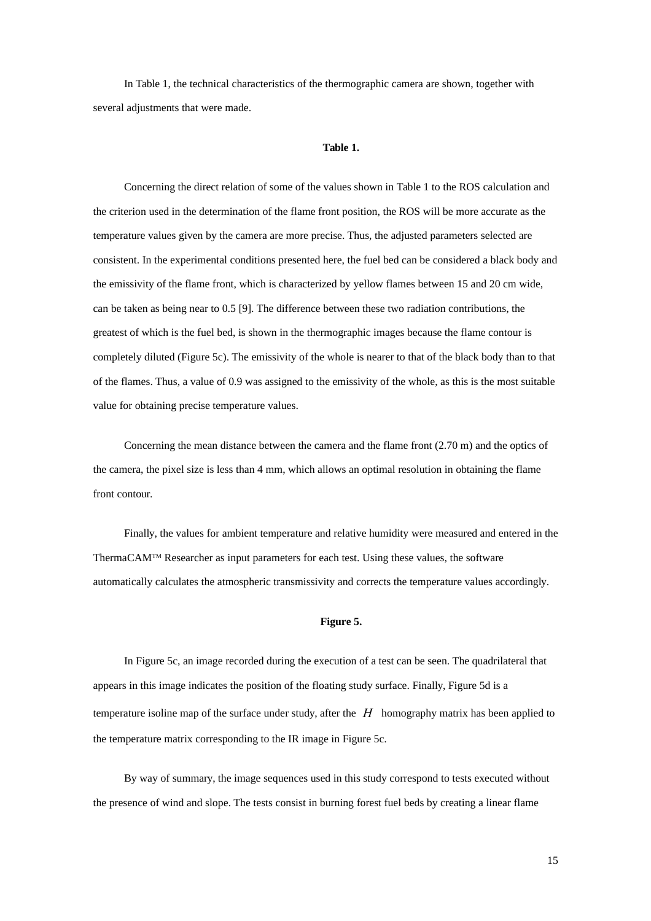In Table 1, the technical characteristics of the thermographic camera are shown, together with several adjustments that were made.

**Table 1.**

Concerning the direct relation of some of the values shown in Table 1 to the ROS calculation and the criterion used in the determination of the flame front position, the ROS will be more accurate as the temperature values given by the camera are more precise. Thus, the adjusted parameters selected are consistent. In the experimental conditions presented here, the fuel bed can be considered a black body and the emissivity of the flame front, which is characterized by yellow flames between 15 and 20 cm wide, can be taken as being near to 0.5 [9]. The difference between these two radiation contributions, the greatest of which is the fuel bed, is shown in the thermographic images because the flame contour is completely diluted (Figure 5c). The emissivity of the whole is nearer to that of the black body than to that of the flames. Thus, a value of 0.9 was assigned to the emissivity of the whole, as this is the most suitable value for obtaining precise temperature values.

Concerning the mean distance between the camera and the flame front (2.70 m) and the optics of the camera, the pixel size is less than 4 mm, which allows an optimal resolution in obtaining the flame front contour.

Finally, the values for ambient temperature and relative humidity were measured and entered in the ThermaCAM™ Researcher as input parameters for each test. Using these values, the software automatically calculates the atmospheric transmissivity and corrects the temperature values accordingly.

**Figure 5.**

In Figure 5c, an image recorded during the execution of a test can be seen. The quadrilateral that appears in this image indicates the position of the floating study surface. Finally, Figure 5d is a temperature isoline map of the surface under study, after the $H$ homography matrix has been applied to the temperature matrix corresponding to the IR image in Figure 5c.

By way of summary, the image sequences used in this study correspond to tests executed without the presence of wind and slope. The tests consist in burning forest fuel beds by creating a linear flame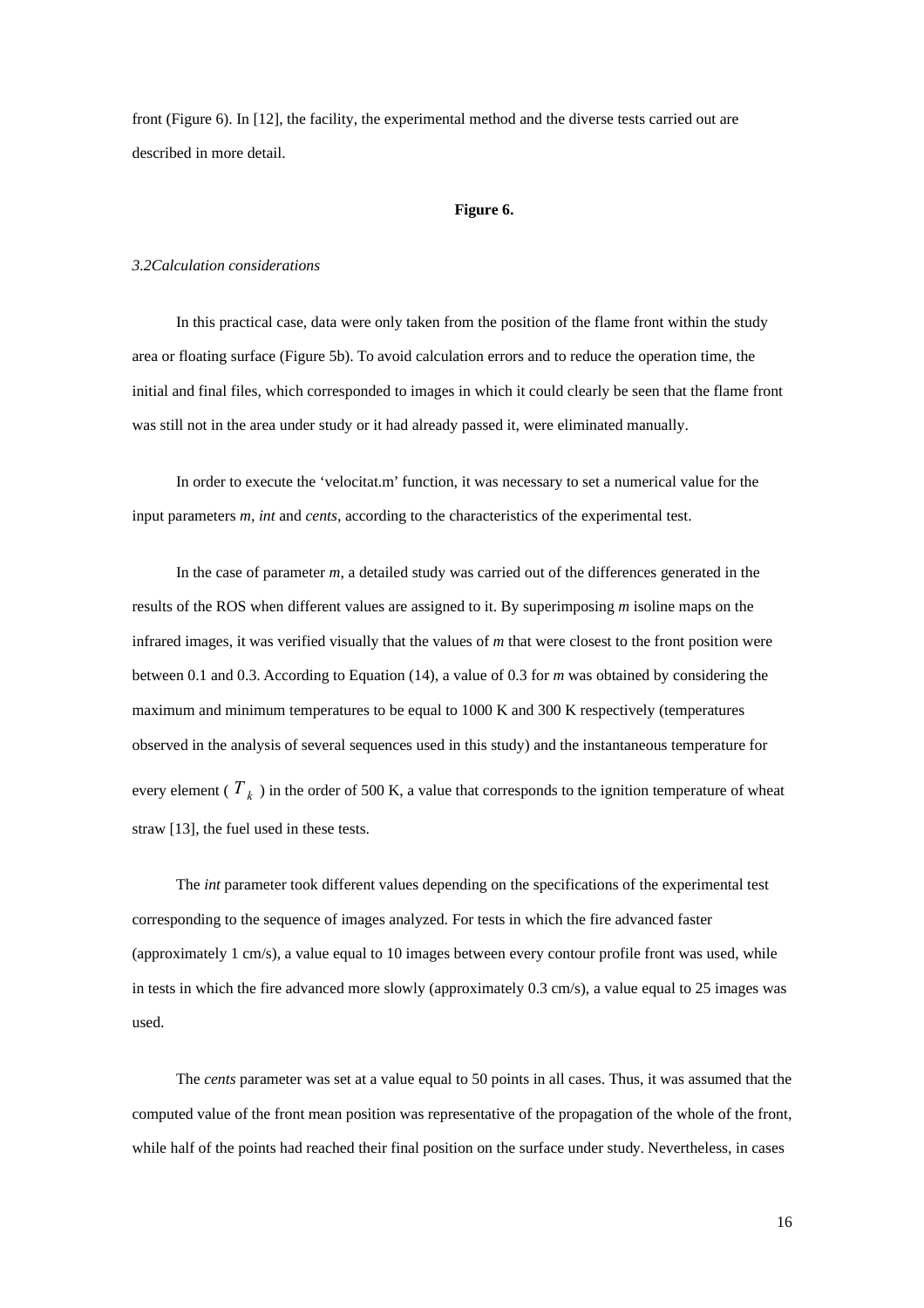front (Figure 6). In [12], the facility, the experimental method and the diverse tests carried out are described in more detail.

**Figure 6.**

### *3.2 Calculation considerations*

In this practical case, data were only taken from the position of the flame front within the study area or floating surface (Figure 5b). To avoid calculation errors and to reduce the operation time, the initial and final files, which corresponded to images in which it could clearly be seen that the flame front was still not in the area under study or it had already passed it, were eliminated manually.

In order to execute the 'velocitat.m' function, it was necessary to set a numerical value for the input parameters *m*, *int* and *cents*, according to the characteristics of the experimental test.

In the case of parameter *m*, a detailed study was carried out of the differences generated in the results of the ROS when different values are assigned to it. By superimposing *m* isoline maps on the infrared images, it was verified visually that the values of *m* that were closest to the front position were between 0.1 and 0.3. According to Equation (14), a value of 0.3 for *m* was obtained by considering the maximum and minimum temperatures to be equal to 1000 K and 300 K respectively (temperatures observed in the analysis of several sequences used in this study) and the instantaneous temperature for every element ( $T_k$ ) in the order of 500 K, a value that corresponds to the ignition temperature of wheat straw [13], the fuel used in these tests.

The *int* parameter took different values depending on the specifications of the experimental test corresponding to the sequence of images analyzed. For tests in which the fire advanced faster (approximately 1 cm/s), a value equal to 10 images between every contour profile front was used, while in tests in which the fire advanced more slowly (approximately 0.3 cm/s), a value equal to 25 images was used.

The *cents* parameter was set at a value equal to 50 points in all cases. Thus, it was assumed that the computed value of the front mean position was representative of the propagation of the whole of the front, while half of the points had reached their final position on the surface under study. Nevertheless, in cases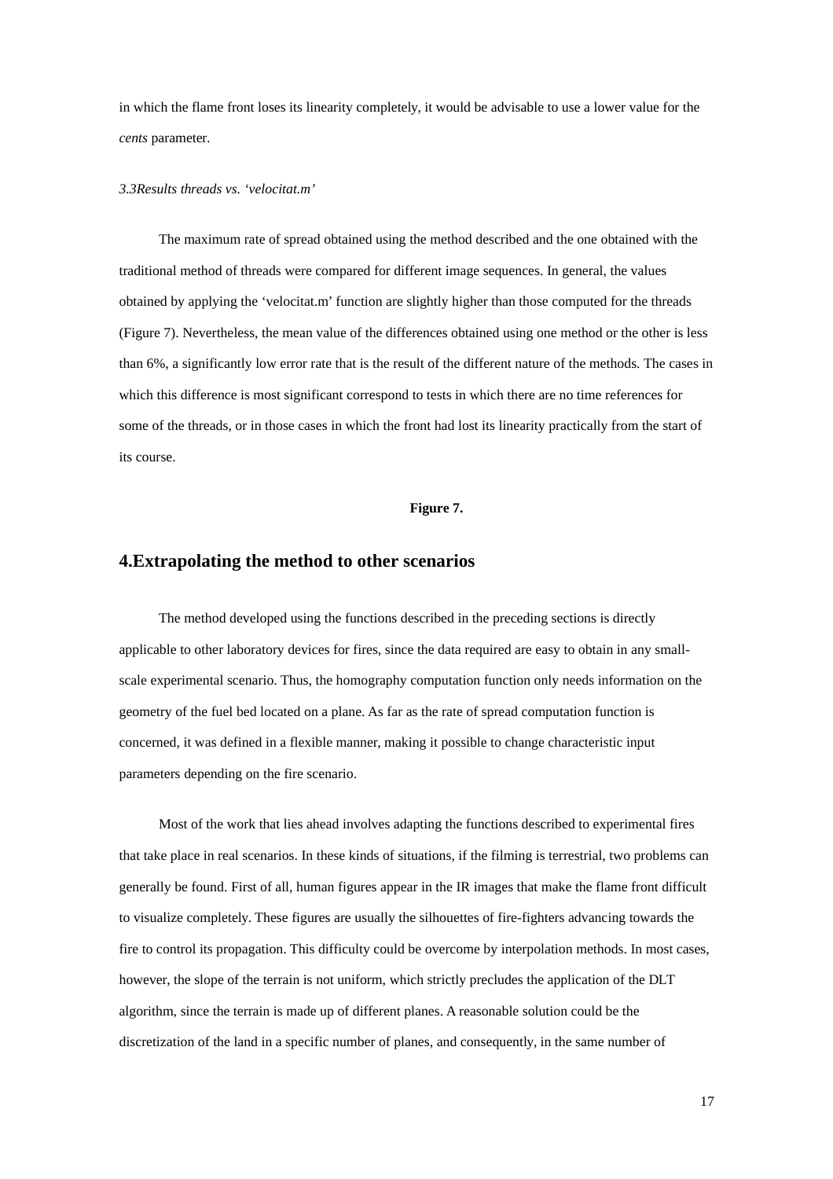in which the flame front loses its linearity completely, it would be advisable to use a lower value for the *cents* parameter.

### *3.3Results threads vs. 'velocitat.m'*

The maximum rate of spread obtained using the method described and the one obtained with the traditional method of threads were compared for different image sequences. In general, the values obtained by applying the 'velocitat.m' function are slightly higher than those computed for the threads (Figure 7). Nevertheless, the mean value of the differences obtained using one method or the other is less than 6%, a significantly low error rate that is the result of the different nature of the methods. The cases in which this difference is most significant correspond to tests in which there are no time references for some of the threads, or in those cases in which the front had lost its linearity practically from the start of its course.

**Figure 7.**

## 4.Extrapolating the method to other scenarios

The method developed using the functions described in the preceding sections is directly applicable to other laboratory devices for fires, since the data required are easy to obtain in any small-scale experimental scenario. Thus, the homography computation function only needs information on the geometry of the fuel bed located on a plane. As far as the rate of spread computation function is concerned, it was defined in a flexible manner, making it possible to change characteristic input parameters depending on the fire scenario.

Most of the work that lies ahead involves adapting the functions described to experimental fires that take place in real scenarios. In these kinds of situations, if the filming is terrestrial, two problems can generally be found. First of all, human figures appear in the IR images that make the flame front difficult to visualize completely. These figures are usually the silhouettes of fire-fighters advancing towards the fire to control its propagation. This difficulty could be overcome by interpolation methods. In most cases, however, the slope of the terrain is not uniform, which strictly precludes the application of the DLT algorithm, since the terrain is made up of different planes. A reasonable solution could be the discretization of the land in a specific number of planes, and consequently, in the same number of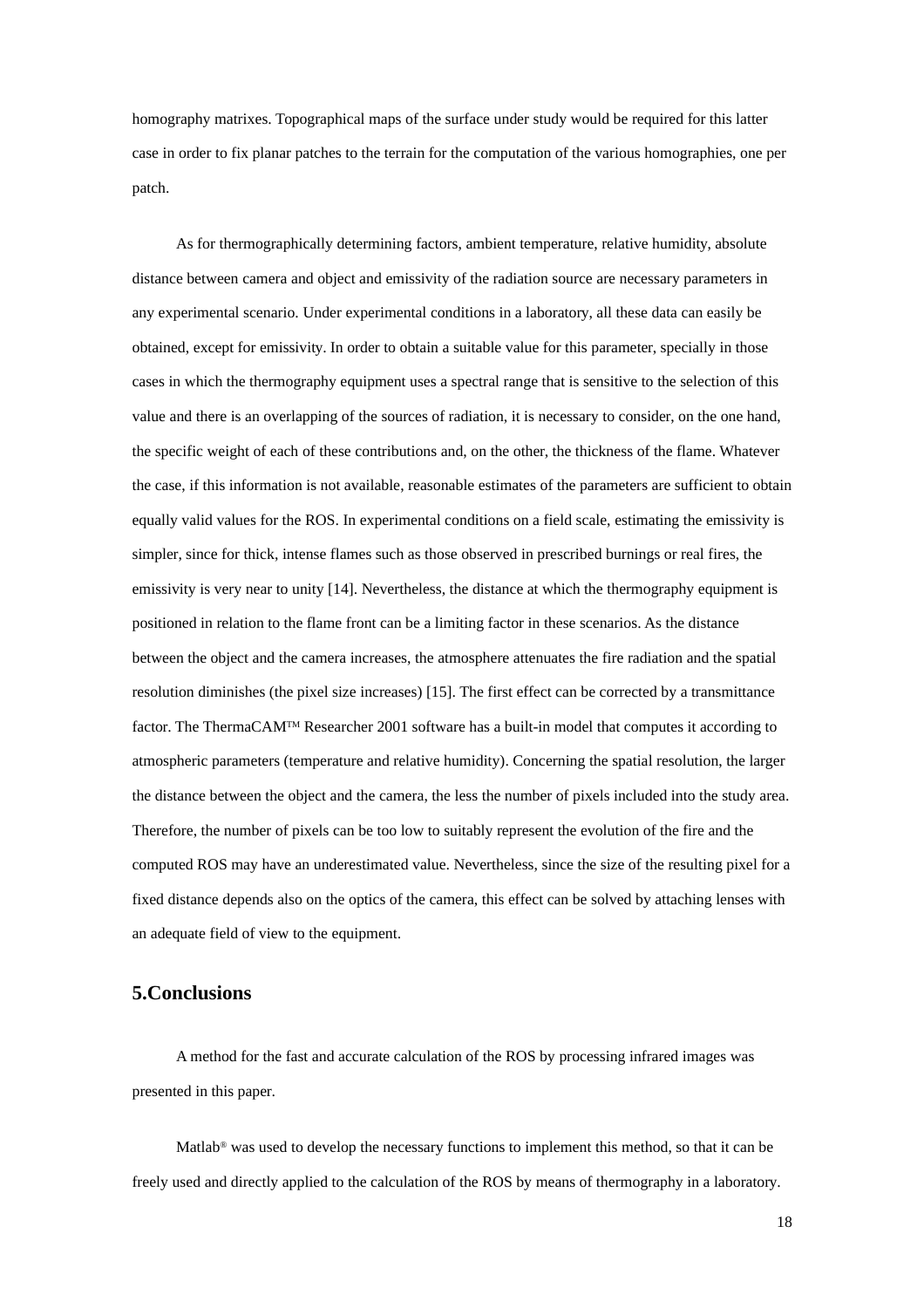homography matrixes. Topographical maps of the surface under study would be required for this latter case in order to fix planar patches to the terrain for the computation of the various homographies, one per patch.

As for thermographically determining factors, ambient temperature, relative humidity, absolute distance between camera and object and emissivity of the radiation source are necessary parameters in any experimental scenario. Under experimental conditions in a laboratory, all these data can easily be obtained, except for emissivity. In order to obtain a suitable value for this parameter, specially in those cases in which the thermography equipment uses a spectral range that is sensitive to the selection of this value and there is an overlapping of the sources of radiation, it is necessary to consider, on the one hand, the specific weight of each of these contributions and, on the other, the thickness of the flame. Whatever the case, if this information is not available, reasonable estimates of the parameters are sufficient to obtain equally valid values for the ROS. In experimental conditions on a field scale, estimating the emissivity is simpler, since for thick, intense flames such as those observed in prescribed burnings or real fires, the emissivity is very near to unity [14]. Nevertheless, the distance at which the thermography equipment is positioned in relation to the flame front can be a limiting factor in these scenarios. As the distance between the object and the camera increases, the atmosphere attenuates the fire radiation and the spatial resolution diminishes (the pixel size increases) [15]. The first effect can be corrected by a transmittance factor. The ThermaCAM™ Researcher 2001 software has a built-in model that computes it according to atmospheric parameters (temperature and relative humidity). Concerning the spatial resolution, the larger the distance between the object and the camera, the less the number of pixels included into the study area. Therefore, the number of pixels can be too low to suitably represent the evolution of the fire and the computed ROS may have an underestimated value. Nevertheless, since the size of the resulting pixel for a fixed distance depends also on the optics of the camera, this effect can be solved by attaching lenses with an adequate field of view to the equipment.

## 5.Conclusions

A method for the fast and accurate calculation of the ROS by processing infrared images was presented in this paper.

Matlab® was used to develop the necessary functions to implement this method, so that it can be freely used and directly applied to the calculation of the ROS by means of thermography in a laboratory.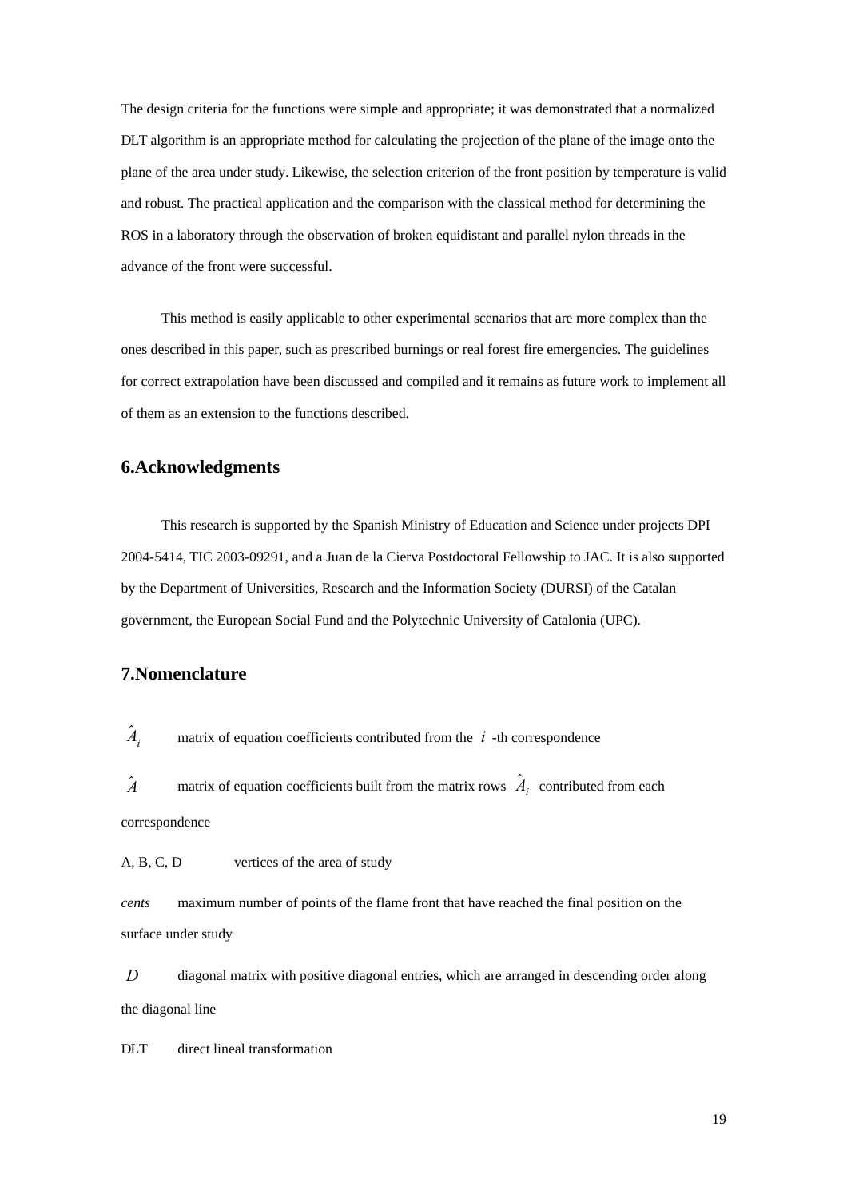The design criteria for the functions were simple and appropriate; it was demonstrated that a normalized DLT algorithm is an appropriate method for calculating the projection of the plane of the image onto the plane of the area under study. Likewise, the selection criterion of the front position by temperature is valid and robust. The practical application and the comparison with the classical method for determining the ROS in a laboratory through the observation of broken equidistant and parallel nylon threads in the advance of the front were successful.

This method is easily applicable to other experimental scenarios that are more complex than the ones described in this paper, such as prescribed burnings or real forest fire emergencies. The guidelines for correct extrapolation have been discussed and compiled and it remains as future work to implement all of them as an extension to the functions described.

## 6.Acknowledgments

This research is supported by the Spanish Ministry of Education and Science under projects DPI 2004-5414, TIC 2003-09291, and a Juan de la Cierva Postdoctoral Fellowship to JAC. It is also supported by the Department of Universities, Research and the Information Society (DURSI) of the Catalan government, the European Social Fund and the Polytechnic University of Catalonia (UPC).

## 7.Nomenclature

$\hat{A}_i$ matrix of equation coefficients contributed from the $i$ -th correspondence

$\hat{A}$ matrix of equation coefficients built from the matrix rows $\hat{A}_i$ contributed from each correspondence

A, B, C, D vertices of the area of study

*cents* maximum number of points of the flame front that have reached the final position on the surface under study

$D$ diagonal matrix with positive diagonal entries, which are arranged in descending order along the diagonal line

DLT direct lineal transformation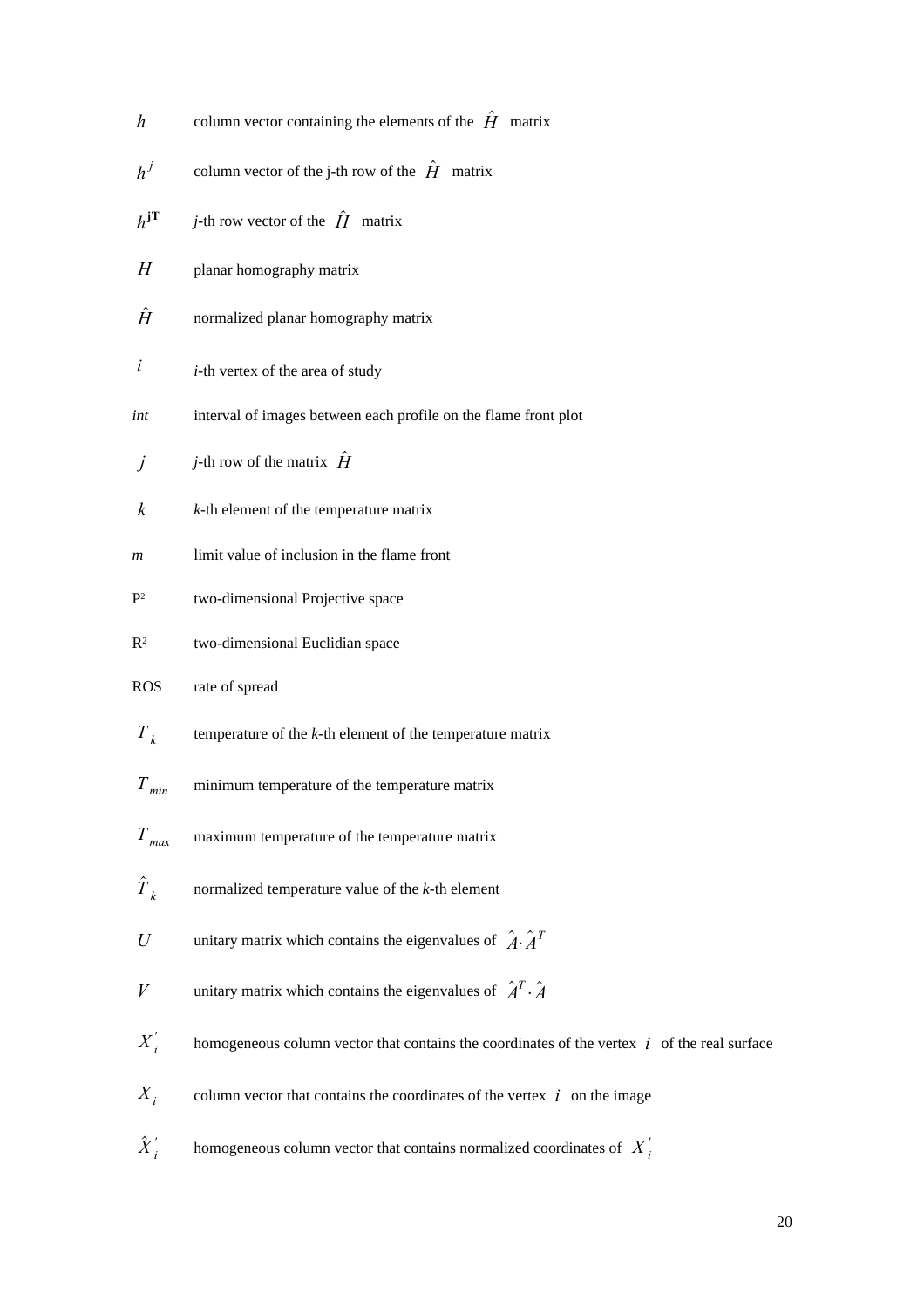| | |
|---|---|
| $h$ | column vector containing the elements of the $\hat{H}$ matrix |
| $h^{j}$ | column vector of the j-th row of the $\hat{H}$ matrix |
| $h^{jT}$ | *j*-th row vector of the $\hat{H}$ matrix |
| $H$ | planar homography matrix |
| $\hat{H}$ | normalized planar homography matrix |
| $i$ | *i*-th vertex of the area of study |
| *int* | interval of images between each profile on the flame front plot |
| $j$ | *j*-th row of the matrix $\hat{H}$ |
| $k$ | *k*-th element of the temperature matrix |
| *m* | limit value of inclusion in the flame front |
| $P^2$ | two-dimensional Projective space |
| $R^2$ | two-dimensional Euclidian space |
| ROS | rate of spread |
| $T_k$ | temperature of the *k*-th element of the temperature matrix |
| $T_{min}$ | minimum temperature of the temperature matrix |
| $T_{max}$ | maximum temperature of the temperature matrix |
| $\hat{T}_k$ | normalized temperature value of the *k*-th element |
| $U$ | unitary matrix which contains the eigenvalues of $\hat{A} \cdot \hat{A}^T$ |
| $V$ | unitary matrix which contains the eigenvalues of $\hat{A}^T \cdot \hat{A}$ |
| $X_i^{'}$ | homogeneous column vector that contains the coordinates of the vertex $i$ of the real surface |
| $X_i$ | column vector that contains the coordinates of the vertex $i$ on the image |
| $\hat{X}_i^{'}$ | homogeneous column vector that contains normalized coordinates of $X_i^{'}$ |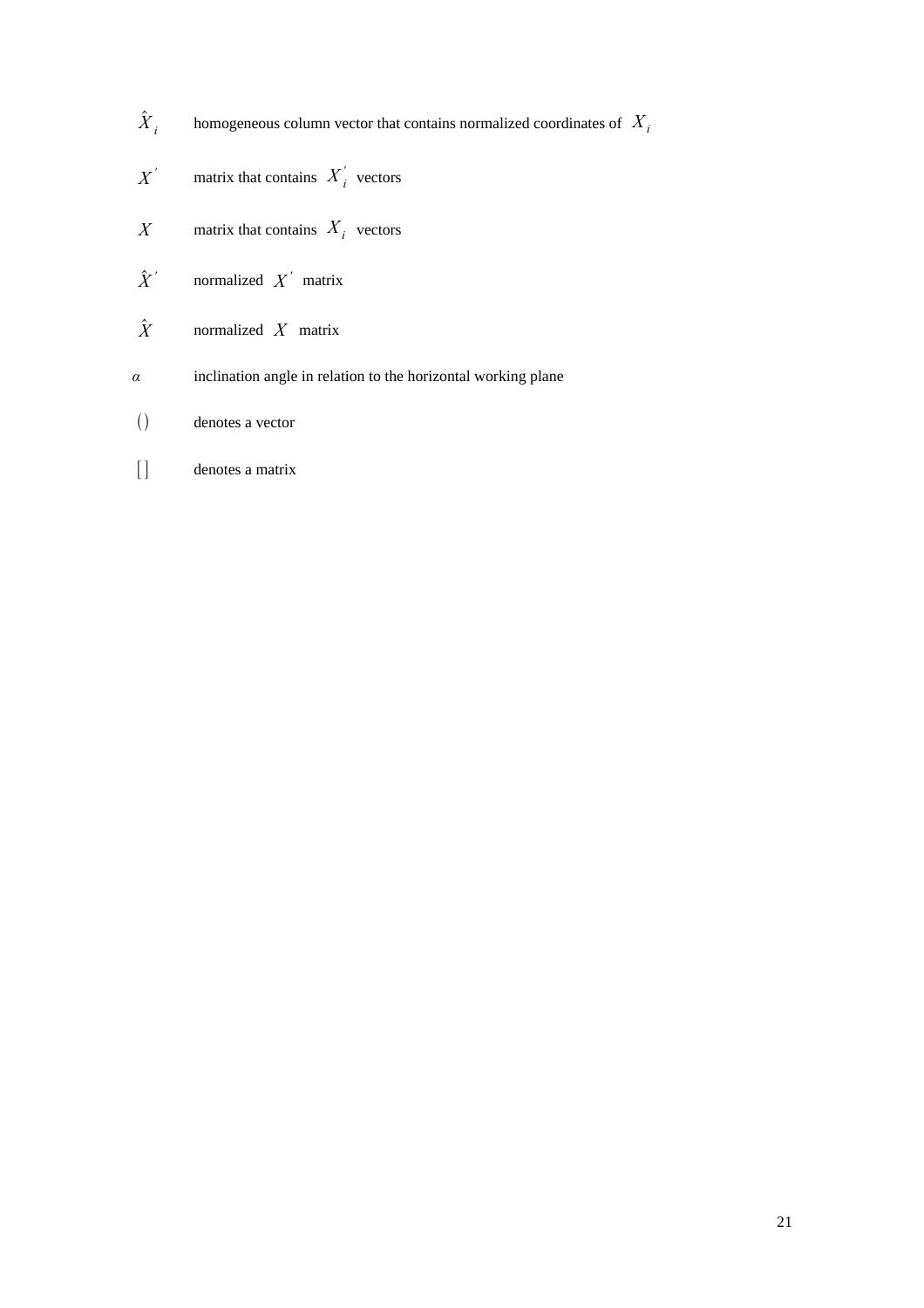$\hat{X}_i$ homogeneous column vector that contains normalized coordinates of $X_i$

$X'$ matrix that contains $X'_i$ vectors

$X$ matrix that contains $X_i$ vectors

$\hat{X}'$ normalized $X'$ matrix

$\hat{X}$ normalized $X$ matrix

$\alpha$ inclination angle in relation to the horizontal working plane

$()$ denotes a vector

$[\,]$ denotes a matrix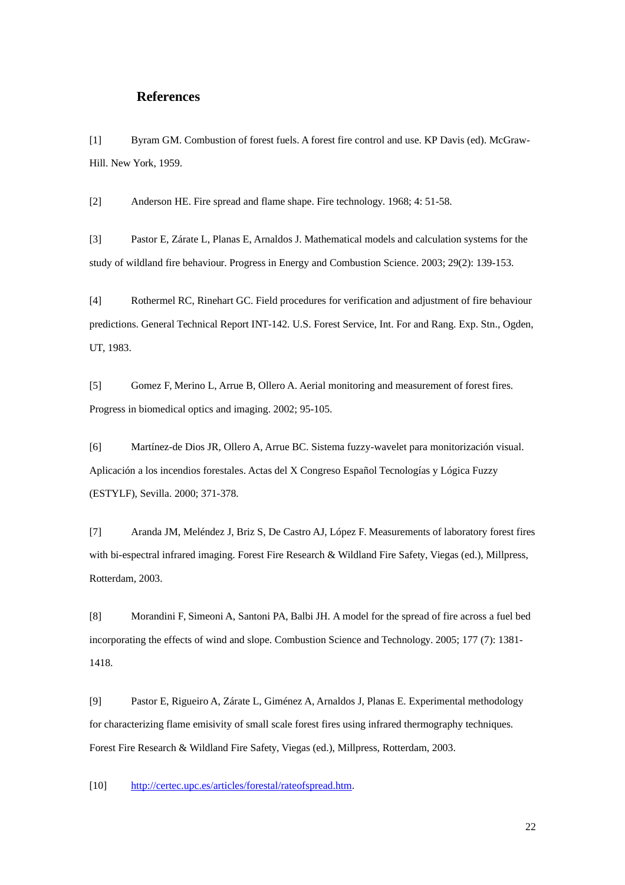## References

[1] Byram GM. Combustion of forest fuels. A forest fire control and use. KP Davis (ed). McGraw-Hill. New York, 1959.

[2] Anderson HE. Fire spread and flame shape. Fire technology. 1968; 4: 51-58.

[3] Pastor E, Zárate L, Planas E, Arnaldos J. Mathematical models and calculation systems for the study of wildland fire behaviour. Progress in Energy and Combustion Science. 2003; 29(2): 139-153.

[4] Rothermel RC, Rinehart GC. Field procedures for verification and adjustment of fire behaviour predictions. General Technical Report INT-142. U.S. Forest Service, Int. For and Rang. Exp. Stn., Ogden, UT, 1983.

[5] Gomez F, Merino L, Arrue B, Ollero A. Aerial monitoring and measurement of forest fires. Progress in biomedical optics and imaging. 2002; 95-105.

[6] Martínez-de Dios JR, Ollero A, Arrue BC. Sistema fuzzy-wavelet para monitorización visual. Aplicación a los incendios forestales. Actas del X Congreso Español Tecnologías y Lógica Fuzzy (ESTYLF), Sevilla. 2000; 371-378.

[7] Aranda JM, Meléndez J, Briz S, De Castro AJ, López F. Measurements of laboratory forest fires with bi-espectral infrared imaging. Forest Fire Research & Wildland Fire Safety, Viegas (ed.), Millpress, Rotterdam, 2003.

[8] Morandini F, Simeoni A, Santoni PA, Balbi JH. A model for the spread of fire across a fuel bed incorporating the effects of wind and slope. Combustion Science and Technology. 2005; 177 (7): 1381-1418.

[9] Pastor E, Rigueiro A, Zárate L, Giménez A, Arnaldos J, Planas E. Experimental methodology for characterizing flame emisivity of small scale forest fires using infrared thermography techniques. Forest Fire Research & Wildland Fire Safety, Viegas (ed.), Millpress, Rotterdam, 2003.

[10] http://certec.upc.es/articles/forestal/rateofspread.htm.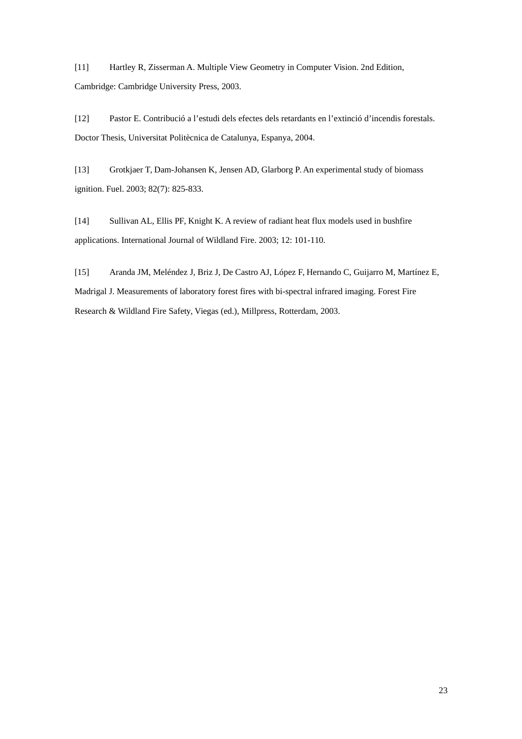[11] Hartley R, Zisserman A. Multiple View Geometry in Computer Vision. 2nd Edition, Cambridge: Cambridge University Press, 2003.

[12] Pastor E. Contribució a l'estudi dels efectes dels retardants en l'extinció d'incendis forestals. Doctor Thesis, Universitat Politècnica de Catalunya, Espanya, 2004.

[13] Grotkjaer T, Dam-Johansen K, Jensen AD, Glarborg P. An experimental study of biomass ignition. Fuel. 2003; 82(7): 825-833.

[14] Sullivan AL, Ellis PF, Knight K. A review of radiant heat flux models used in bushfire applications. International Journal of Wildland Fire. 2003; 12: 101-110.

[15] Aranda JM, Meléndez J, Briz J, De Castro AJ, López F, Hernando C, Guijarro M, Martínez E, Madrigal J. Measurements of laboratory forest fires with bi-spectral infrared imaging. Forest Fire Research & Wildland Fire Safety, Viegas (ed.), Millpress, Rotterdam, 2003.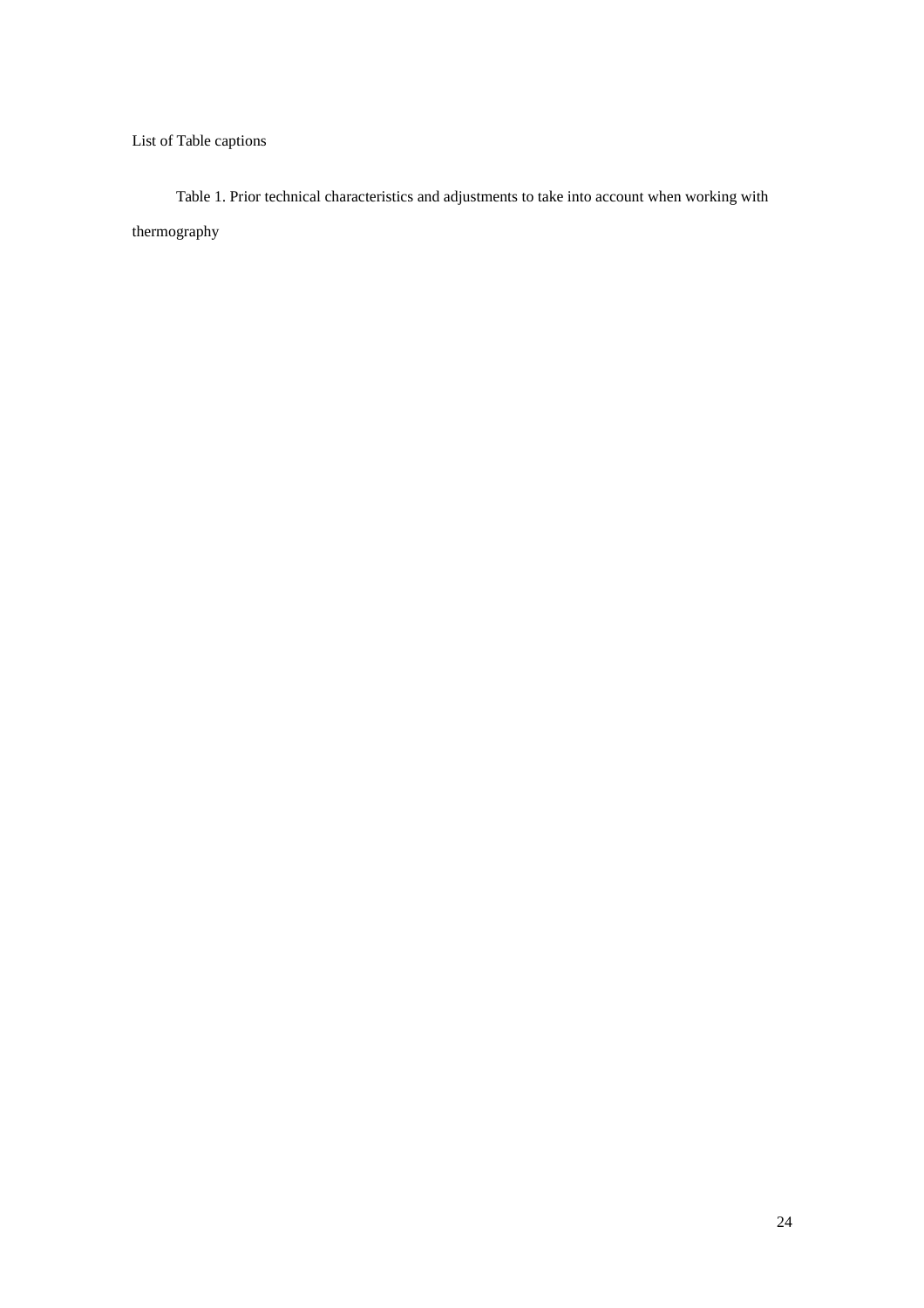List of Table captions

Table 1. Prior technical characteristics and adjustments to take into account when working with thermography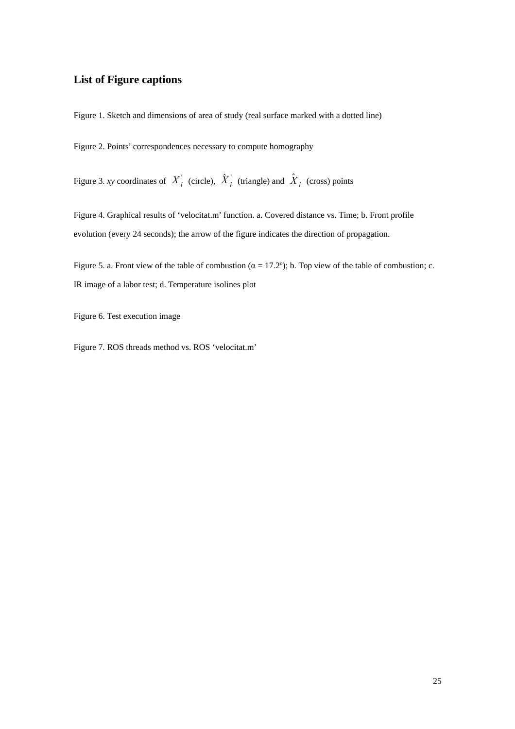## List of Figure captions

Figure 1. Sketch and dimensions of area of study (real surface marked with a dotted line)

Figure 2. Points' correspondences necessary to compute homography

Figure 3. *xy* coordinates of $X_i^{'}$ (circle), $\hat{X}_i^{'}$ (triangle) and $\hat{X}_i$ (cross) points

Figure 4. Graphical results of 'velocitat.m' function. a. Covered distance vs. Time; b. Front profile evolution (every 24 seconds); the arrow of the figure indicates the direction of propagation.

Figure 5. a. Front view of the table of combustion (α = 17.2º); b. Top view of the table of combustion; c. IR image of a labor test; d. Temperature isolines plot

Figure 6. Test execution image

Figure 7. ROS threads method vs. ROS 'velocitat.m'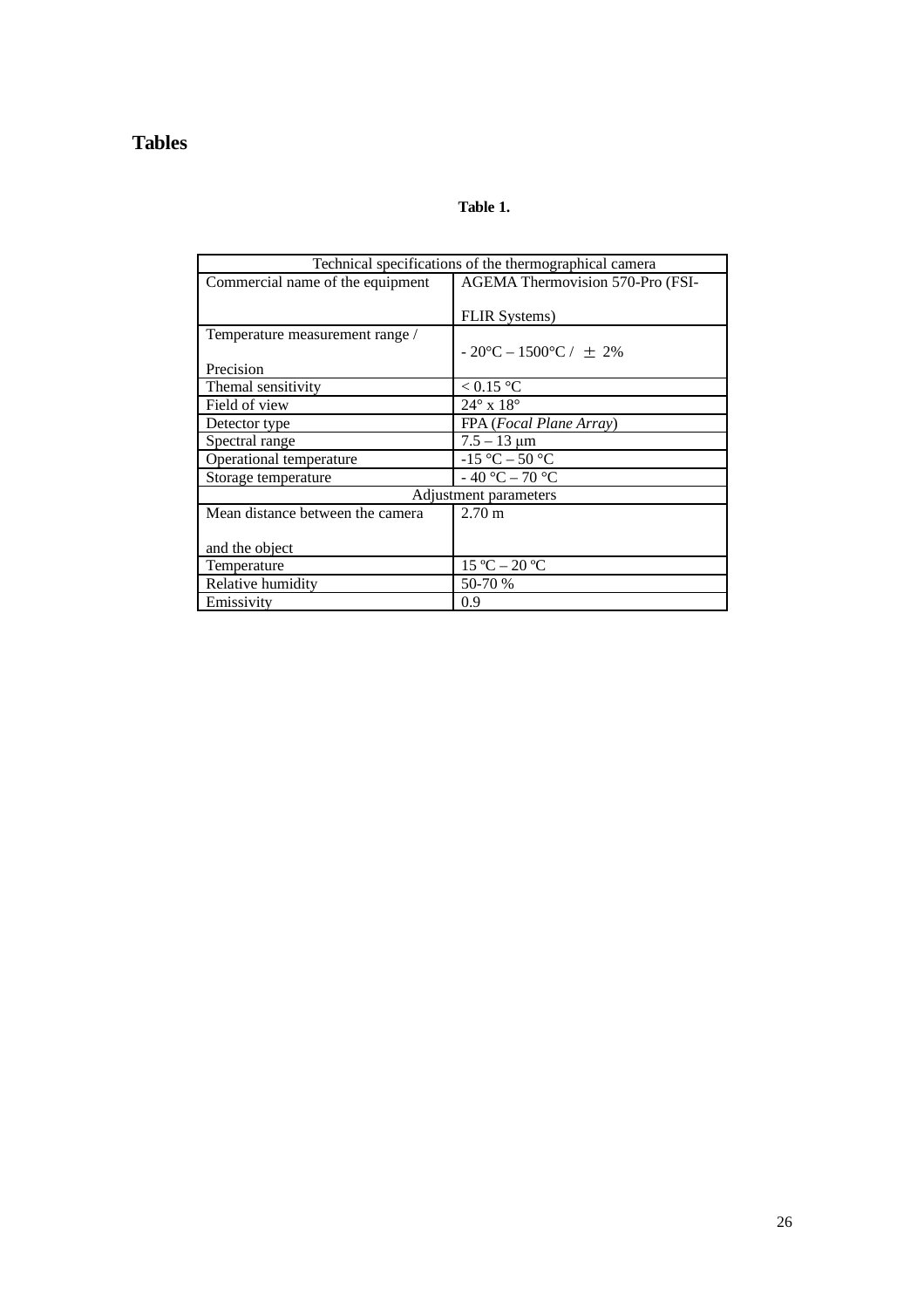## Tables

**Table 1.**

| Technical specifications of the thermographical camera | |
|---|---|
| Commercial name of the equipment | AGEMA Thermovision 570-Pro (FSI-FLIR Systems) |
| Temperature measurement range / Precision | - 20°C – 1500°C / ± 2% |
| Themal sensitivity | < 0.15 °C |
| Field of view | 24° x 18° |
| Detector type | FPA (*Focal Plane Array*) |
| Spectral range | 7.5 – 13 μm |
| Operational temperature | -15 °C – 50 °C |
| Storage temperature | - 40 °C – 70 °C |
| Adjustment parameters | |
| Mean distance between the camera and the object | 2.70 m |
| Temperature | 15 ºC – 20 ºC |
| Relative humidity | 50-70 % |
| Emissivity | 0.9 |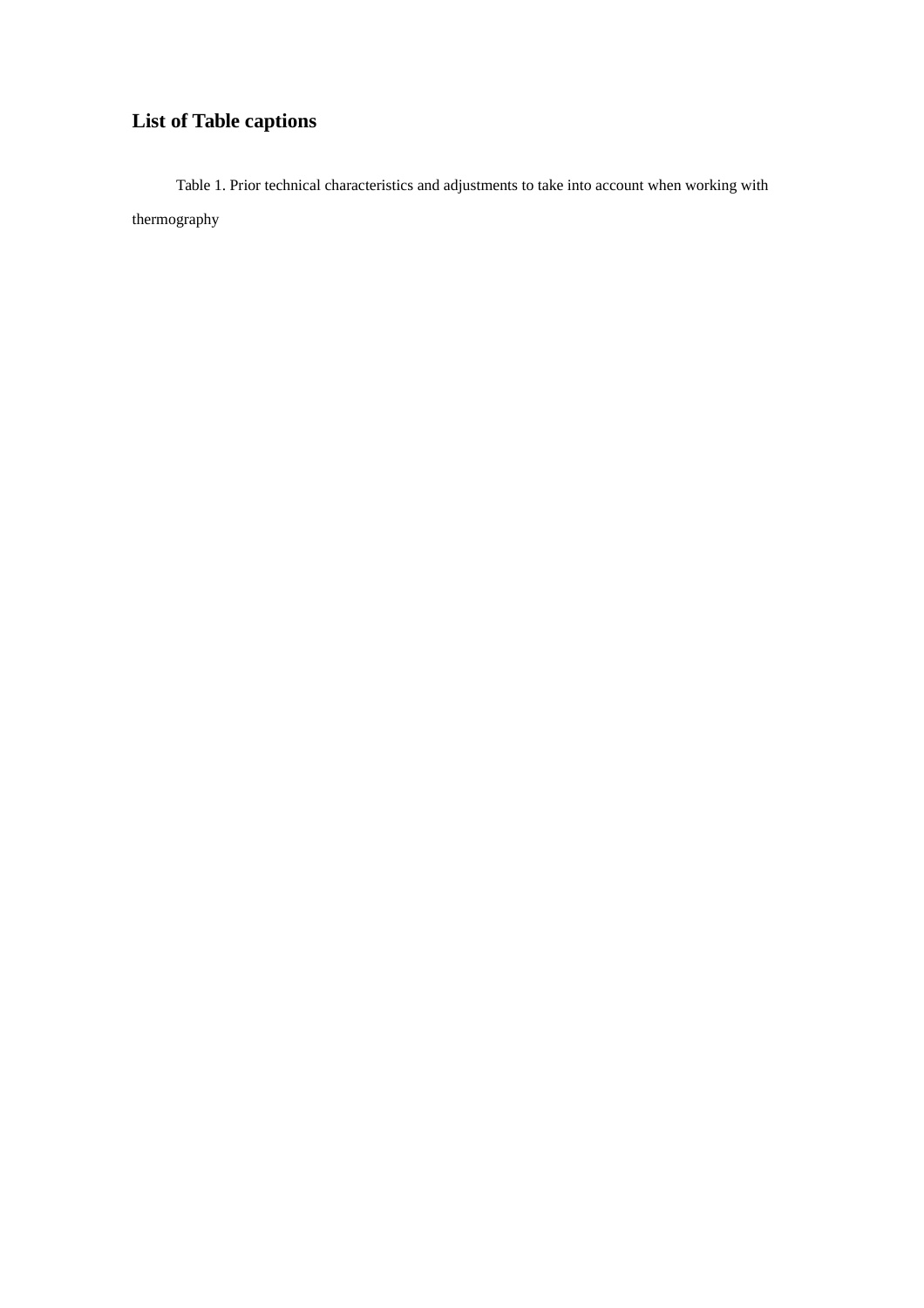## List of Table captions

Table 1. Prior technical characteristics and adjustments to take into account when working with thermography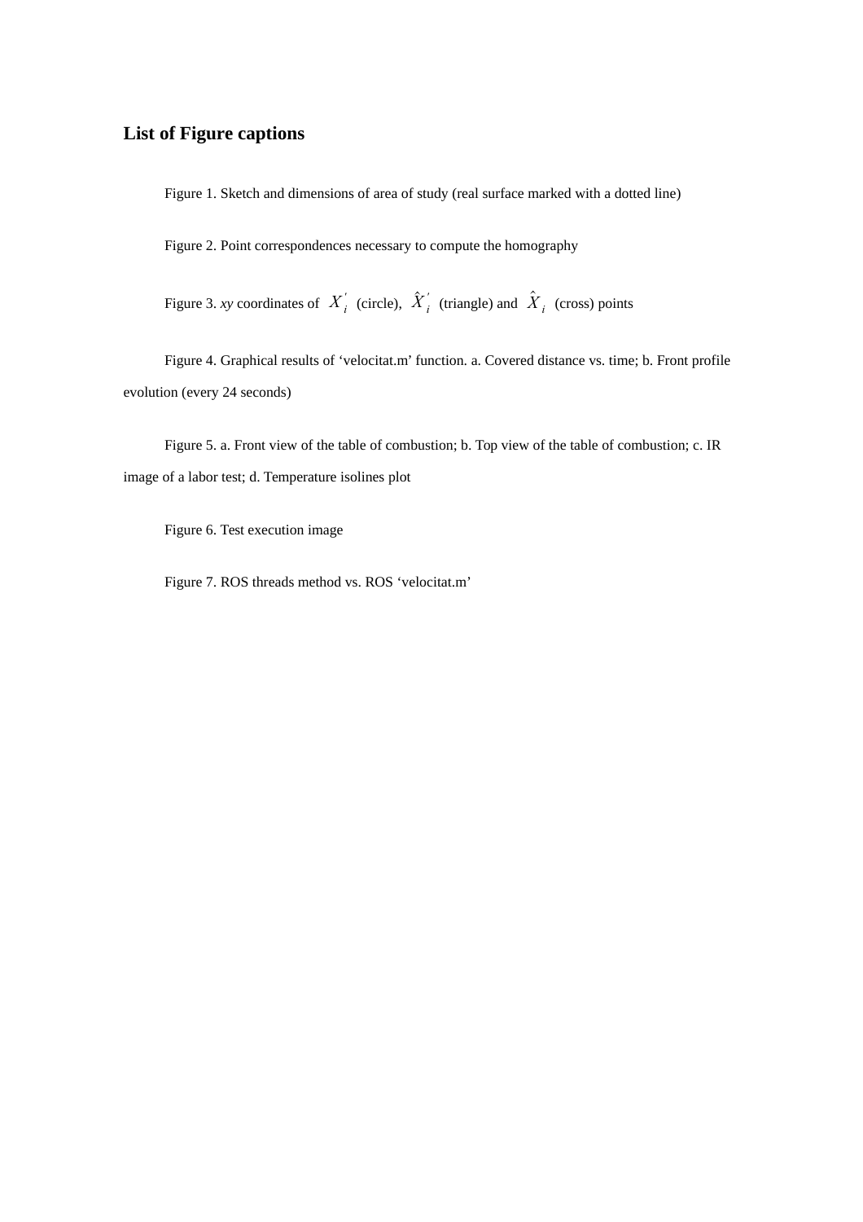## List of Figure captions

Figure 1. Sketch and dimensions of area of study (real surface marked with a dotted line)

Figure 2. Point correspondences necessary to compute the homography

Figure 3. *xy* coordinates of $X_i^{'}$ (circle), $\hat{X}_i^{'}$ (triangle) and $\hat{X}_i$ (cross) points

Figure 4. Graphical results of 'velocitat.m' function. a. Covered distance vs. time; b. Front profile evolution (every 24 seconds)

Figure 5. a. Front view of the table of combustion; b. Top view of the table of combustion; c. IR image of a labor test; d. Temperature isolines plot

Figure 6. Test execution image

Figure 7. ROS threads method vs. ROS 'velocitat.m'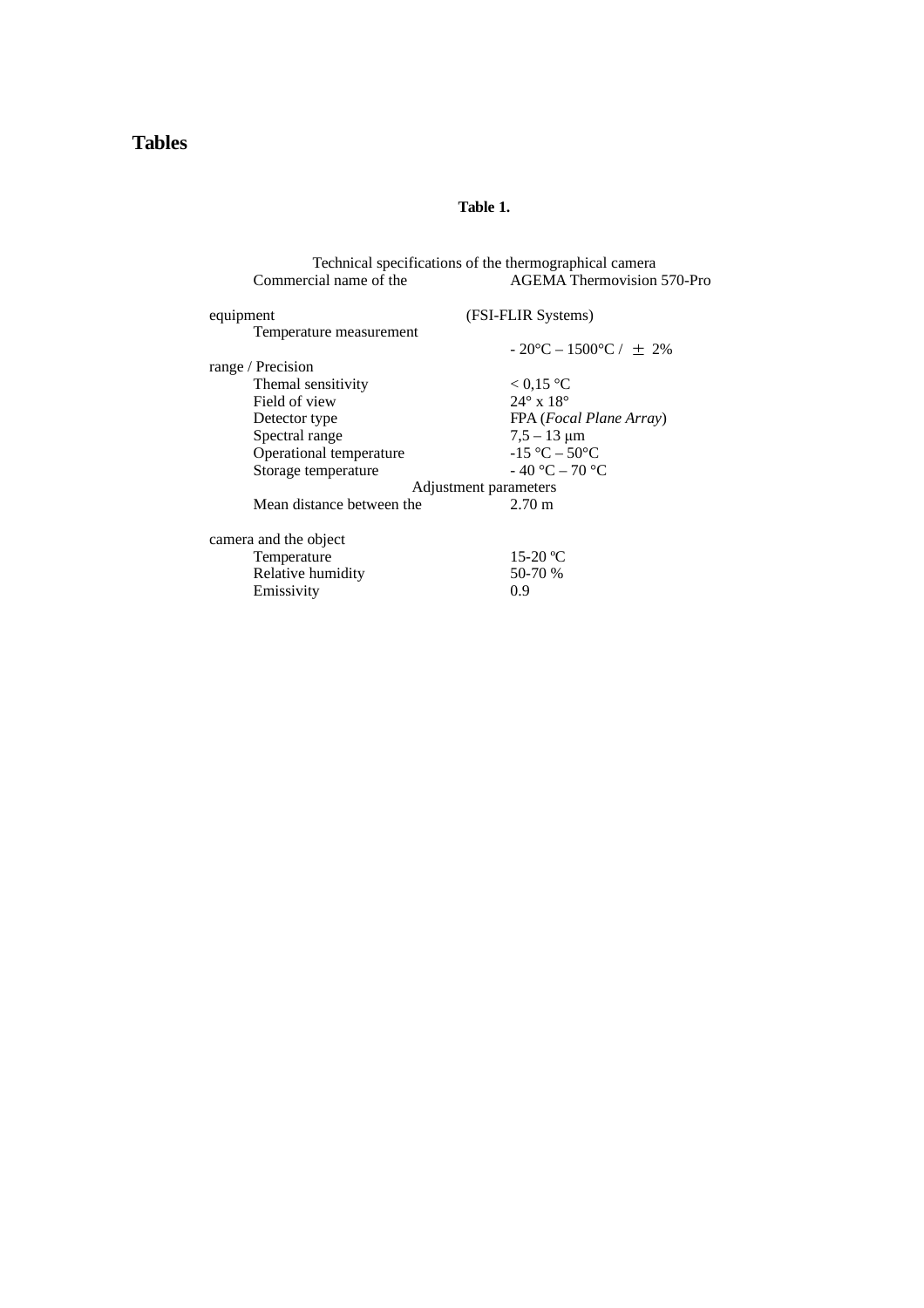# Tables

**Table 1.**

Technical specifications of the thermographical camera

| | |
|---|---|
| Commercial name of the equipment | AGEMA Thermovision 570-Pro (FSI-FLIR Systems) |
| Temperature measurement range / Precision | - 20°C – 1500°C / ± 2% |
| Themal sensitivity | < 0,15 °C |
| Field of view | 24° x 18° |
| Detector type | FPA (*Focal Plane Array*) |
| Spectral range | 7,5 – 13 μm |
| Operational temperature | -15 °C – 50°C |
| Storage temperature | - 40 °C – 70 °C |
| **Adjustment parameters** | |
| Mean distance between the camera and the object | 2.70 m |
| Temperature | 15-20 ºC |
| Relative humidity | 50-70 % |
| Emissivity | 0.9 |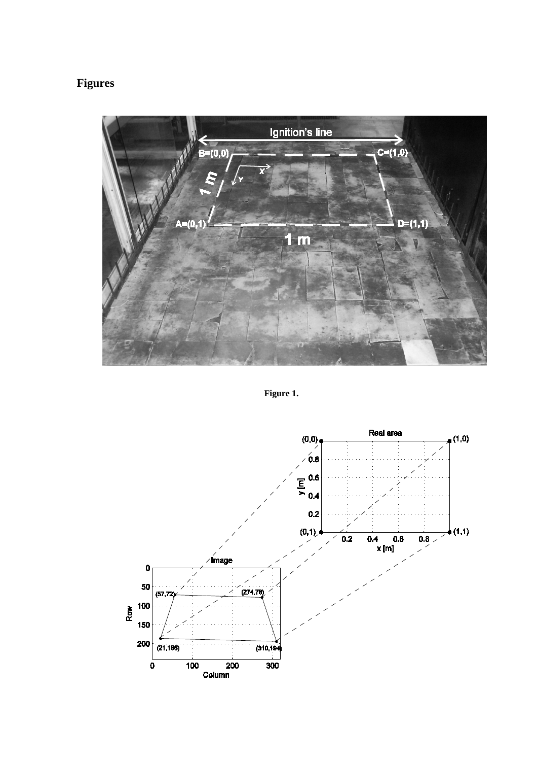# Figures

Figure 1.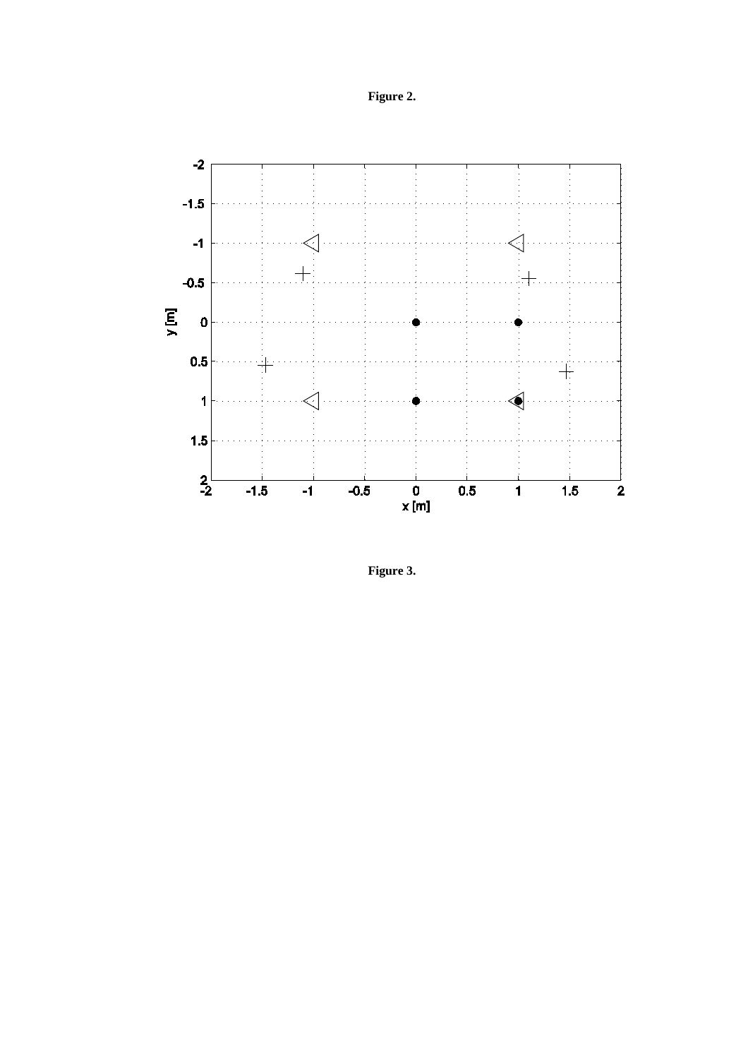Figure 2.

Figure 3.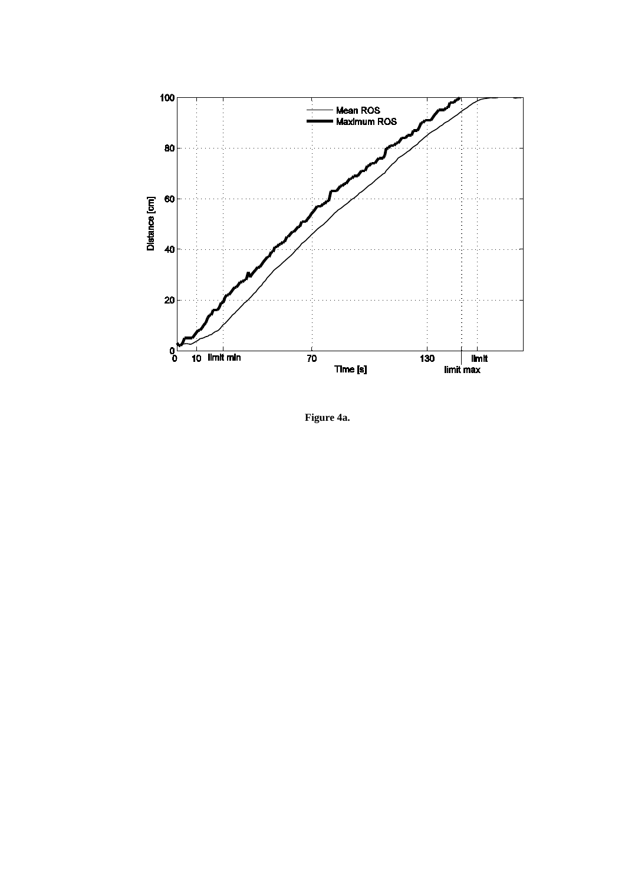**Figure 4a.**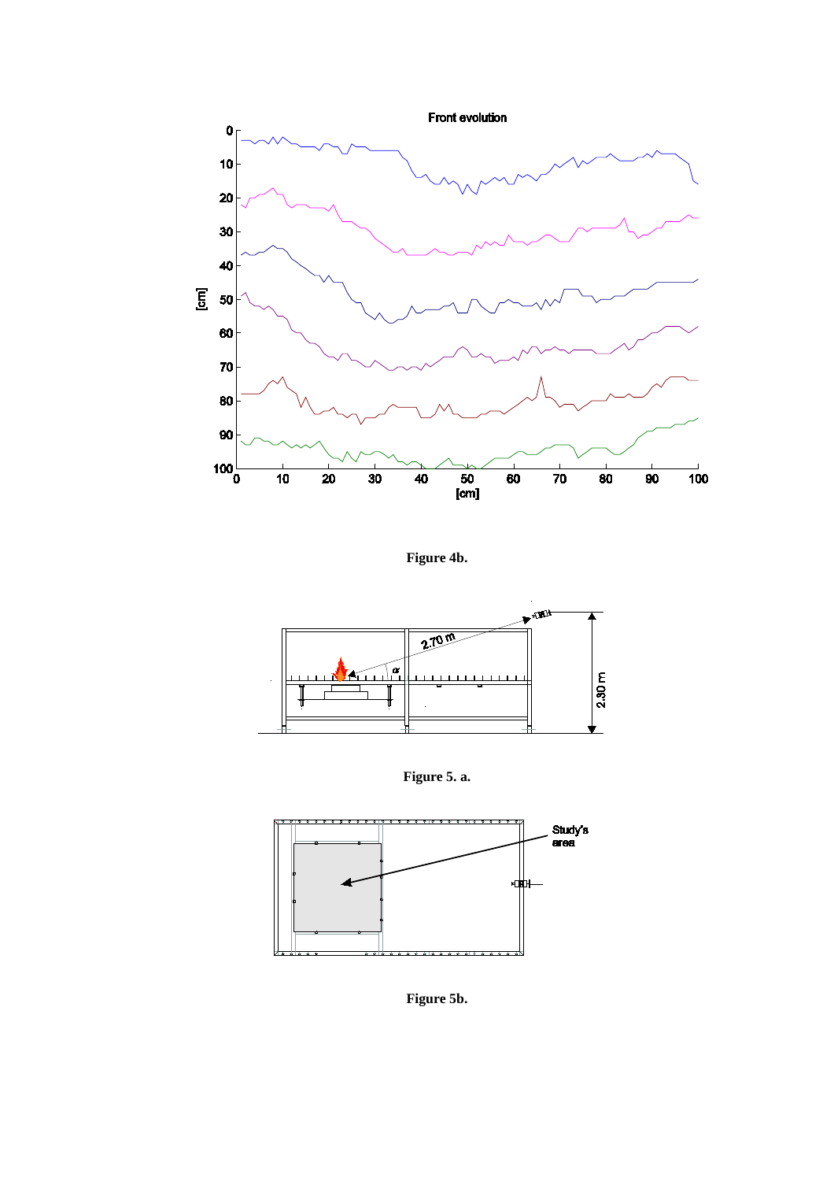Figure 4b.

Figure 5. a.

Figure 5b.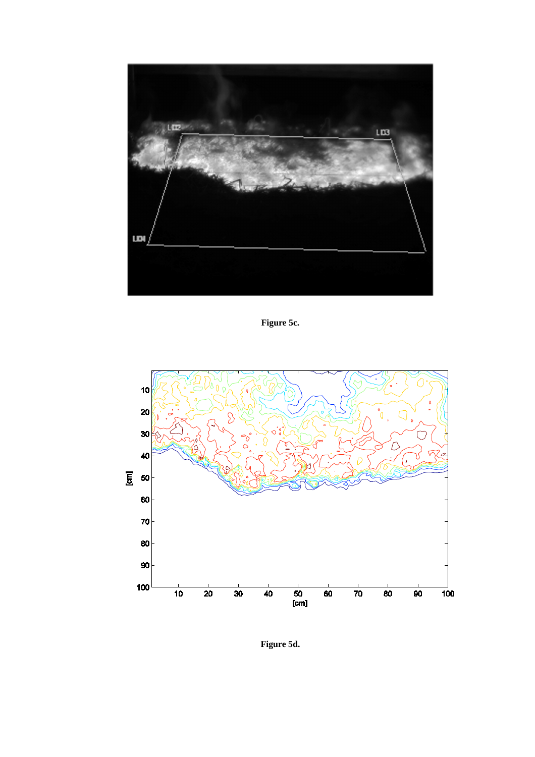**Figure 5c.**

**Figure 5d.**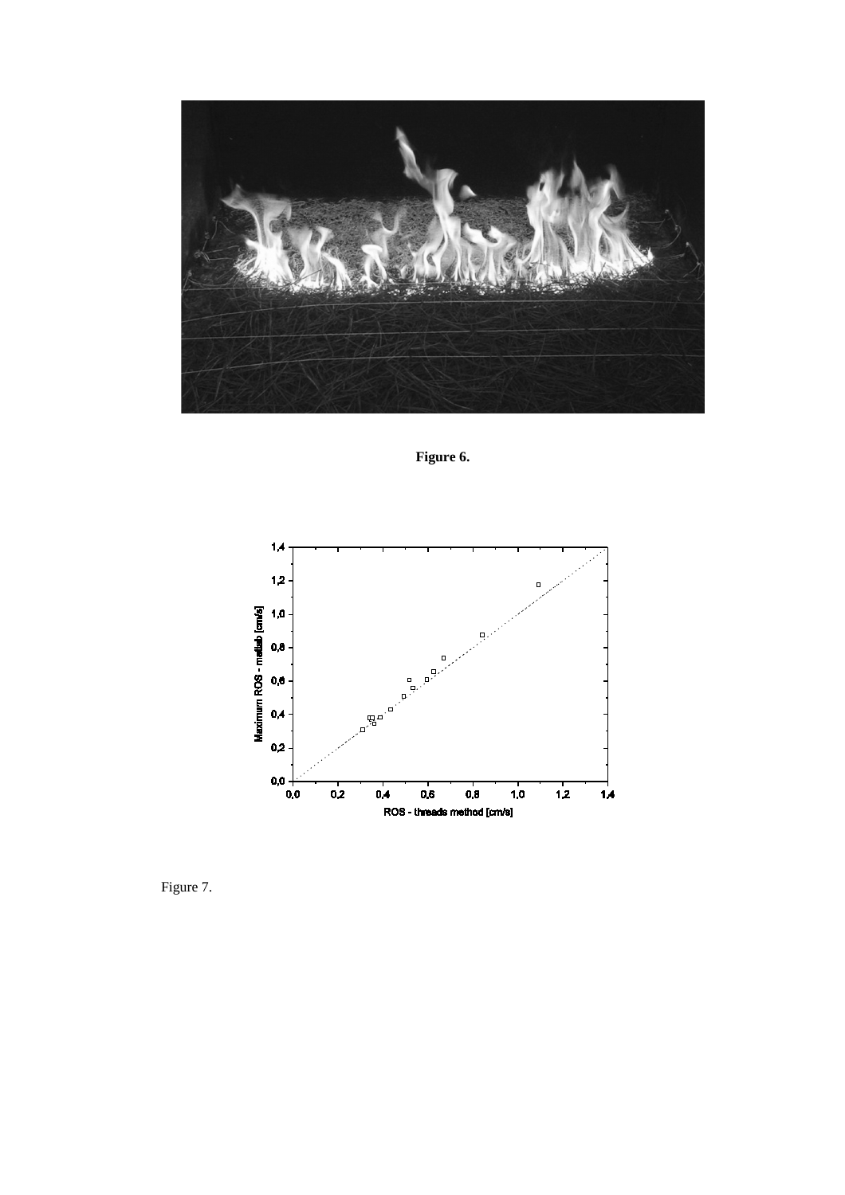**Figure 6.**

Maximum ROS - matlab [cm/s]

1,4
1,2
1,0
0,8
0,6
0,4
0,2
0,0

0,0 0,2 0,4 0,6 0,8 1,0 1,2 1,4

ROS - threads method [cm/s]

Figure 7.